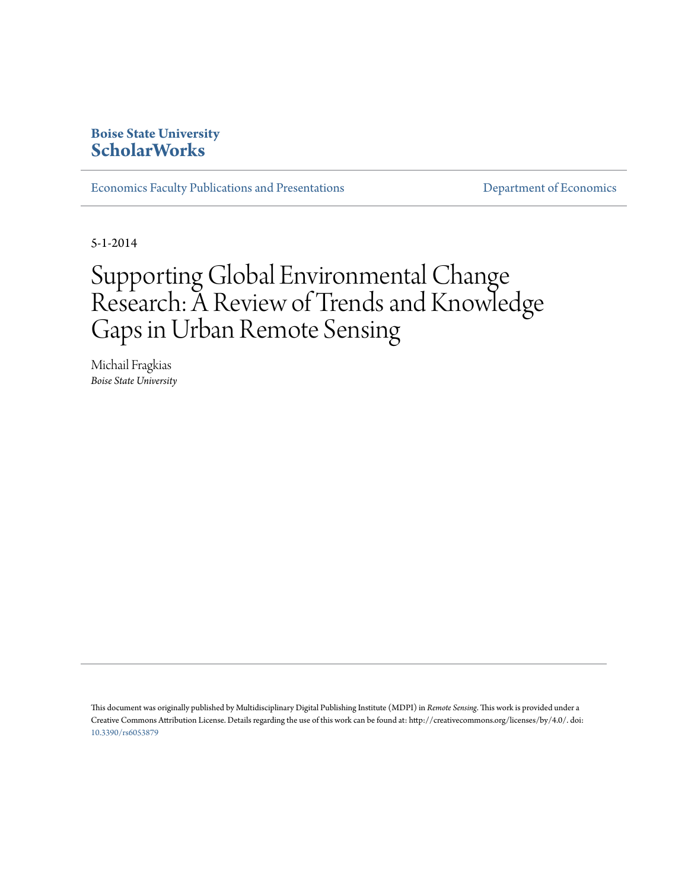**Boise State University**
**ScholarWorks**

Economics Faculty Publications and Presentations

Department of Economics

5-1-2014

# Supporting Global Environmental Change Research: A Review of Trends and Knowledge Gaps in Urban Remote Sensing

Michail Fragkias
*Boise State University*

This document was originally published by Multidisciplinary Digital Publishing Institute (MDPI) in *Remote Sensing*. This work is provided under a Creative Commons Attribution License. Details regarding the use of this work can be found at: http://creativecommons.org/licenses/by/4.0/. doi: 10.3390/rs6053879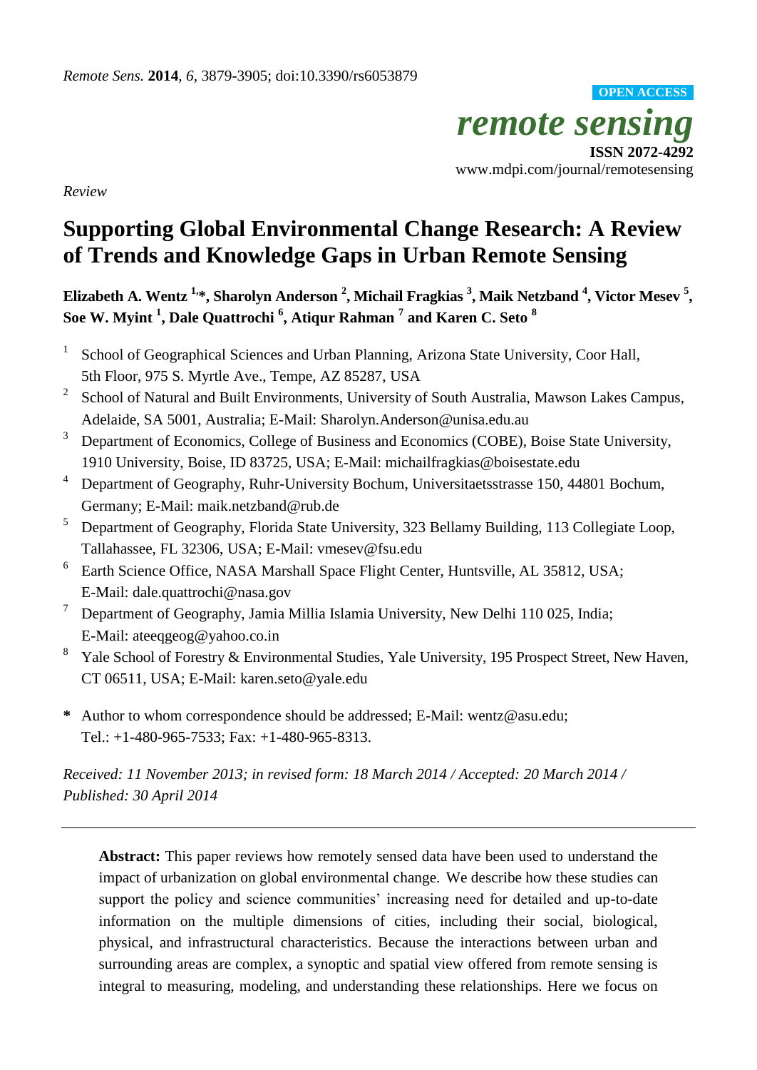*Remote Sens.* **2014**, *6*, 3879-3905; doi:10.3390/rs6053879

**OPEN ACCESS**

*remote sensing*

**ISSN 2072-4292**

www.mdpi.com/journal/remotesensing

*Review*

# Supporting Global Environmental Change Research: A Review of Trends and Knowledge Gaps in Urban Remote Sensing

**Elizabeth A. Wentz [1,*], Sharolyn Anderson [2], Michail Fragkias [3], Maik Netzband [4], Victor Mesev [5], Soe W. Myint [1], Dale Quattrochi [6], Atiqur Rahman [7] and Karen C. Seto [8]**

1. School of Geographical Sciences and Urban Planning, Arizona State University, Coor Hall, 5th Floor, 975 S. Myrtle Ave., Tempe, AZ 85287, USA
2. School of Natural and Built Environments, University of South Australia, Mawson Lakes Campus, Adelaide, SA 5001, Australia; E-Mail: Sharolyn.Anderson@unisa.edu.au
3. Department of Economics, College of Business and Economics (COBE), Boise State University, 1910 University, Boise, ID 83725, USA; E-Mail: michailfragkias@boisestate.edu
4. Department of Geography, Ruhr-University Bochum, Universitaetsstrasse 150, 44801 Bochum, Germany; E-Mail: maik.netzband@rub.de
5. Department of Geography, Florida State University, 323 Bellamy Building, 113 Collegiate Loop, Tallahassee, FL 32306, USA; E-Mail: vmesev@fsu.edu
6. Earth Science Office, NASA Marshall Space Flight Center, Huntsville, AL 35812, USA; E-Mail: dale.quattrochi@nasa.gov
7. Department of Geography, Jamia Millia Islamia University, New Delhi 110 025, India; E-Mail: ateeqgeog@yahoo.co.in
8. Yale School of Forestry & Environmental Studies, Yale University, 195 Prospect Street, New Haven, CT 06511, USA; E-Mail: karen.seto@yale.edu

\* Author to whom correspondence should be addressed; E-Mail: wentz@asu.edu; Tel.: +1-480-965-7533; Fax: +1-480-965-8313.

*Received: 11 November 2013; in revised form: 18 March 2014 / Accepted: 20 March 2014 / Published: 30 April 2014*

---

**Abstract:** This paper reviews how remotely sensed data have been used to understand the impact of urbanization on global environmental change. We describe how these studies can support the policy and science communities' increasing need for detailed and up-to-date information on the multiple dimensions of cities, including their social, biological, physical, and infrastructural characteristics. Because the interactions between urban and surrounding areas are complex, a synoptic and spatial view offered from remote sensing is integral to measuring, modeling, and understanding these relationships. Here we focus on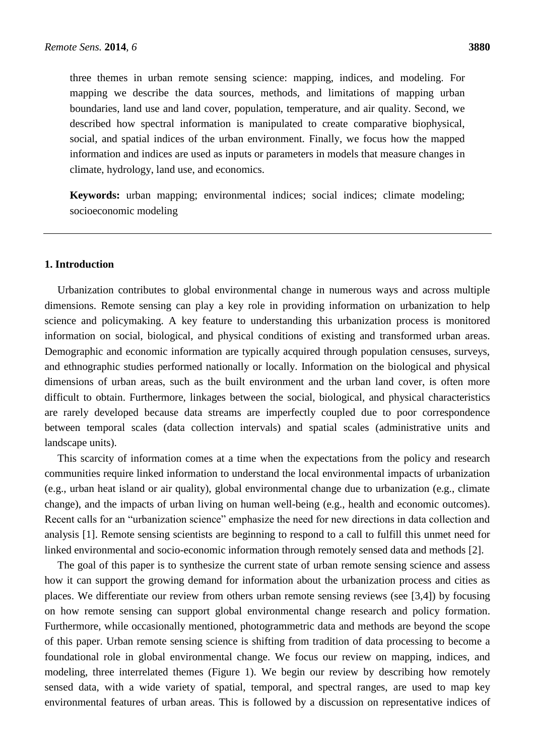three themes in urban remote sensing science: mapping, indices, and modeling. For mapping we describe the data sources, methods, and limitations of mapping urban boundaries, land use and land cover, population, temperature, and air quality. Second, we described how spectral information is manipulated to create comparative biophysical, social, and spatial indices of the urban environment. Finally, we focus how the mapped information and indices are used as inputs or parameters in models that measure changes in climate, hydrology, land use, and economics.

**Keywords:** urban mapping; environmental indices; social indices; climate modeling; socioeconomic modeling

---

## 1. Introduction

Urbanization contributes to global environmental change in numerous ways and across multiple dimensions. Remote sensing can play a key role in providing information on urbanization to help science and policymaking. A key feature to understanding this urbanization process is monitored information on social, biological, and physical conditions of existing and transformed urban areas. Demographic and economic information are typically acquired through population censuses, surveys, and ethnographic studies performed nationally or locally. Information on the biological and physical dimensions of urban areas, such as the built environment and the urban land cover, is often more difficult to obtain. Furthermore, linkages between the social, biological, and physical characteristics are rarely developed because data streams are imperfectly coupled due to poor correspondence between temporal scales (data collection intervals) and spatial scales (administrative units and landscape units).

This scarcity of information comes at a time when the expectations from the policy and research communities require linked information to understand the local environmental impacts of urbanization (e.g., urban heat island or air quality), global environmental change due to urbanization (e.g., climate change), and the impacts of urban living on human well-being (e.g., health and economic outcomes). Recent calls for an "urbanization science" emphasize the need for new directions in data collection and analysis [1]. Remote sensing scientists are beginning to respond to a call to fulfill this unmet need for linked environmental and socio-economic information through remotely sensed data and methods [2].

The goal of this paper is to synthesize the current state of urban remote sensing science and assess how it can support the growing demand for information about the urbanization process and cities as places. We differentiate our review from others urban remote sensing reviews (see [3,4]) by focusing on how remote sensing can support global environmental change research and policy formation. Furthermore, while occasionally mentioned, photogrammetric data and methods are beyond the scope of this paper. Urban remote sensing science is shifting from tradition of data processing to become a foundational role in global environmental change. We focus our review on mapping, indices, and modeling, three interrelated themes (Figure 1). We begin our review by describing how remotely sensed data, with a wide variety of spatial, temporal, and spectral ranges, are used to map key environmental features of urban areas. This is followed by a discussion on representative indices of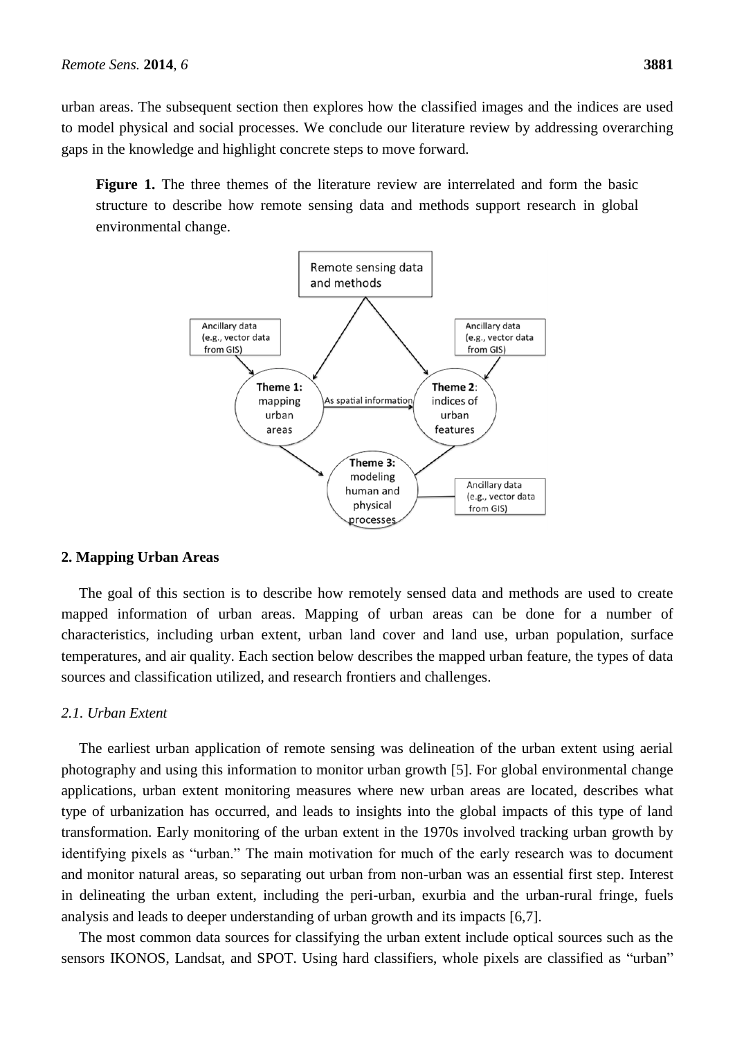urban areas. The subsequent section then explores how the classified images and the indices are used to model physical and social processes. We conclude our literature review by addressing overarching gaps in the knowledge and highlight concrete steps to move forward.

**Figure 1.** The three themes of the literature review are interrelated and form the basic structure to describe how remote sensing data and methods support research in global environmental change.

## 2. Mapping Urban Areas

The goal of this section is to describe how remotely sensed data and methods are used to create mapped information of urban areas. Mapping of urban areas can be done for a number of characteristics, including urban extent, urban land cover and land use, urban population, surface temperatures, and air quality. Each section below describes the mapped urban feature, the types of data sources and classification utilized, and research frontiers and challenges.

### *2.1. Urban Extent*

The earliest urban application of remote sensing was delineation of the urban extent using aerial photography and using this information to monitor urban growth [5]. For global environmental change applications, urban extent monitoring measures where new urban areas are located, describes what type of urbanization has occurred, and leads to insights into the global impacts of this type of land transformation. Early monitoring of the urban extent in the 1970s involved tracking urban growth by identifying pixels as "urban." The main motivation for much of the early research was to document and monitor natural areas, so separating out urban from non-urban was an essential first step. Interest in delineating the urban extent, including the peri-urban, exurbia and the urban-rural fringe, fuels analysis and leads to deeper understanding of urban growth and its impacts [6,7].

The most common data sources for classifying the urban extent include optical sources such as the sensors IKONOS, Landsat, and SPOT. Using hard classifiers, whole pixels are classified as "urban"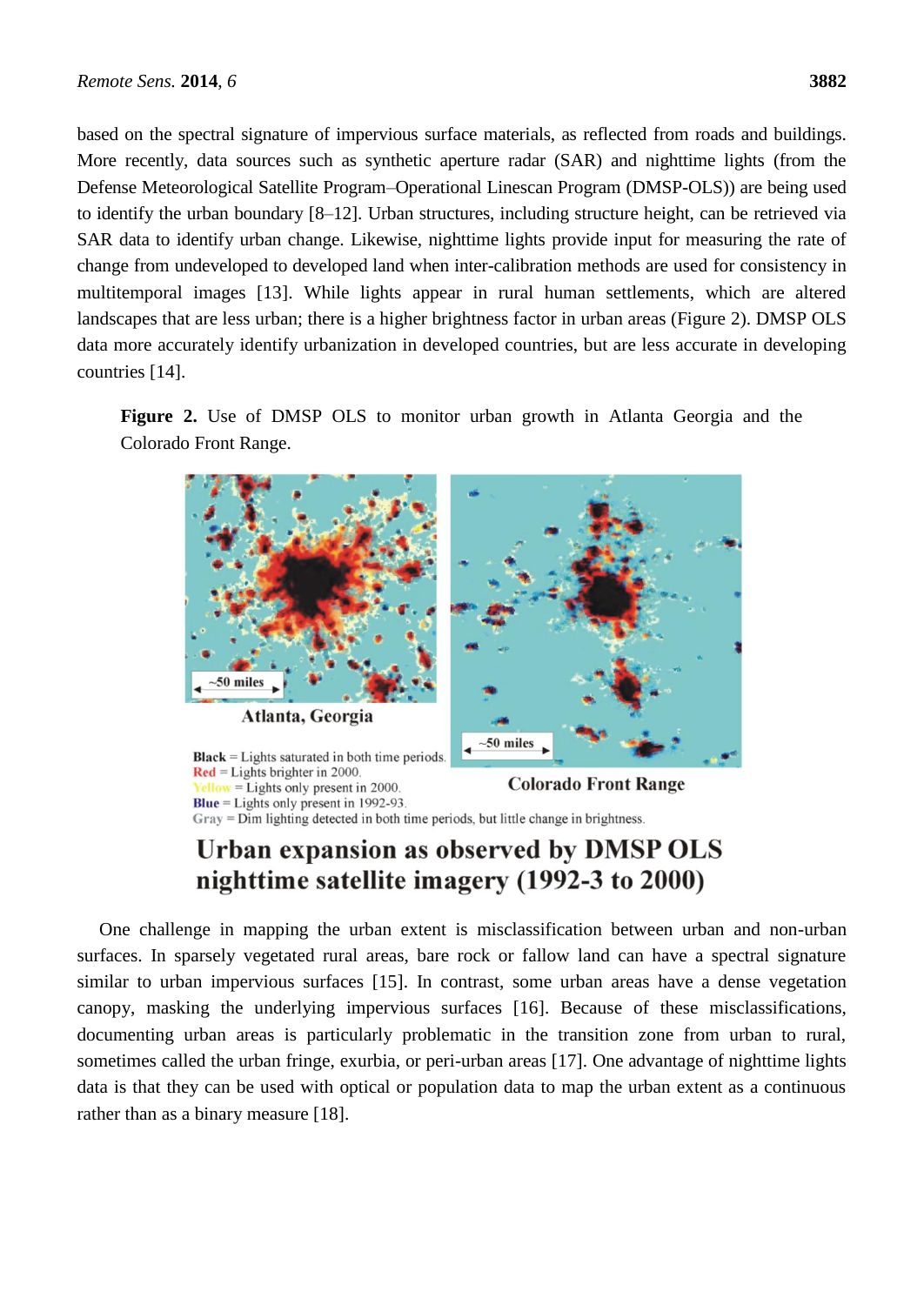based on the spectral signature of impervious surface materials, as reflected from roads and buildings. More recently, data sources such as synthetic aperture radar (SAR) and nighttime lights (from the Defense Meteorological Satellite Program–Operational Linescan Program (DMSP-OLS)) are being used to identify the urban boundary [8–12]. Urban structures, including structure height, can be retrieved via SAR data to identify urban change. Likewise, nighttime lights provide input for measuring the rate of change from undeveloped to developed land when inter-calibration methods are used for consistency in multitemporal images [13]. While lights appear in rural human settlements, which are altered landscapes that are less urban; there is a higher brightness factor in urban areas (Figure 2). DMSP OLS data more accurately identify urbanization in developed countries, but are less accurate in developing countries [14].

**Figure 2.** Use of DMSP OLS to monitor urban growth in Atlanta Georgia and the Colorado Front Range.

One challenge in mapping the urban extent is misclassification between urban and non-urban surfaces. In sparsely vegetated rural areas, bare rock or fallow land can have a spectral signature similar to urban impervious surfaces [15]. In contrast, some urban areas have a dense vegetation canopy, masking the underlying impervious surfaces [16]. Because of these misclassifications, documenting urban areas is particularly problematic in the transition zone from urban to rural, sometimes called the urban fringe, exurbia, or peri-urban areas [17]. One advantage of nighttime lights data is that they can be used with optical or population data to map the urban extent as a continuous rather than as a binary measure [18].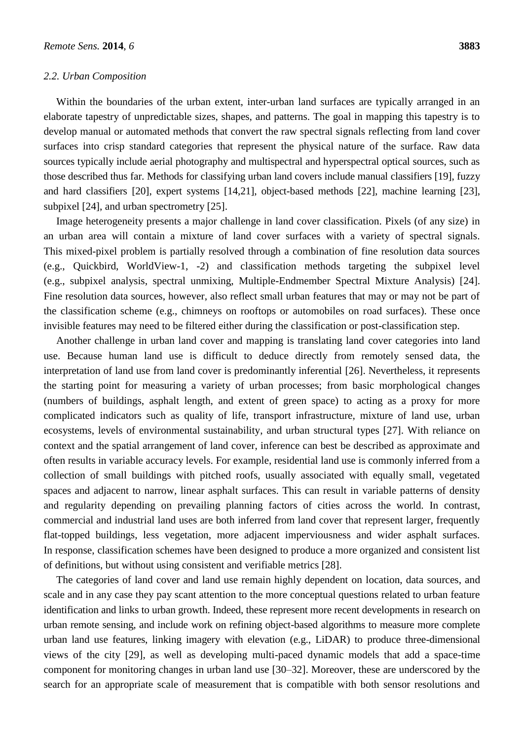### 2.2. Urban Composition

Within the boundaries of the urban extent, inter-urban land surfaces are typically arranged in an elaborate tapestry of unpredictable sizes, shapes, and patterns. The goal in mapping this tapestry is to develop manual or automated methods that convert the raw spectral signals reflecting from land cover surfaces into crisp standard categories that represent the physical nature of the surface. Raw data sources typically include aerial photography and multispectral and hyperspectral optical sources, such as those described thus far. Methods for classifying urban land covers include manual classifiers [19], fuzzy and hard classifiers [20], expert systems [14,21], object-based methods [22], machine learning [23], subpixel [24], and urban spectrometry [25].

Image heterogeneity presents a major challenge in land cover classification. Pixels (of any size) in an urban area will contain a mixture of land cover surfaces with a variety of spectral signals. This mixed-pixel problem is partially resolved through a combination of fine resolution data sources (e.g., Quickbird, WorldView-1, -2) and classification methods targeting the subpixel level (e.g., subpixel analysis, spectral unmixing, Multiple-Endmember Spectral Mixture Analysis) [24]. Fine resolution data sources, however, also reflect small urban features that may or may not be part of the classification scheme (e.g., chimneys on rooftops or automobiles on road surfaces). These once invisible features may need to be filtered either during the classification or post-classification step.

Another challenge in urban land cover and mapping is translating land cover categories into land use. Because human land use is difficult to deduce directly from remotely sensed data, the interpretation of land use from land cover is predominantly inferential [26]. Nevertheless, it represents the starting point for measuring a variety of urban processes; from basic morphological changes (numbers of buildings, asphalt length, and extent of green space) to acting as a proxy for more complicated indicators such as quality of life, transport infrastructure, mixture of land use, urban ecosystems, levels of environmental sustainability, and urban structural types [27]. With reliance on context and the spatial arrangement of land cover, inference can best be described as approximate and often results in variable accuracy levels. For example, residential land use is commonly inferred from a collection of small buildings with pitched roofs, usually associated with equally small, vegetated spaces and adjacent to narrow, linear asphalt surfaces. This can result in variable patterns of density and regularity depending on prevailing planning factors of cities across the world. In contrast, commercial and industrial land uses are both inferred from land cover that represent larger, frequently flat-topped buildings, less vegetation, more adjacent imperviousness and wider asphalt surfaces. In response, classification schemes have been designed to produce a more organized and consistent list of definitions, but without using consistent and verifiable metrics [28].

The categories of land cover and land use remain highly dependent on location, data sources, and scale and in any case they pay scant attention to the more conceptual questions related to urban feature identification and links to urban growth. Indeed, these represent more recent developments in research on urban remote sensing, and include work on refining object-based algorithms to measure more complete urban land use features, linking imagery with elevation (e.g., LiDAR) to produce three-dimensional views of the city [29], as well as developing multi-paced dynamic models that add a space-time component for monitoring changes in urban land use [30–32]. Moreover, these are underscored by the search for an appropriate scale of measurement that is compatible with both sensor resolutions and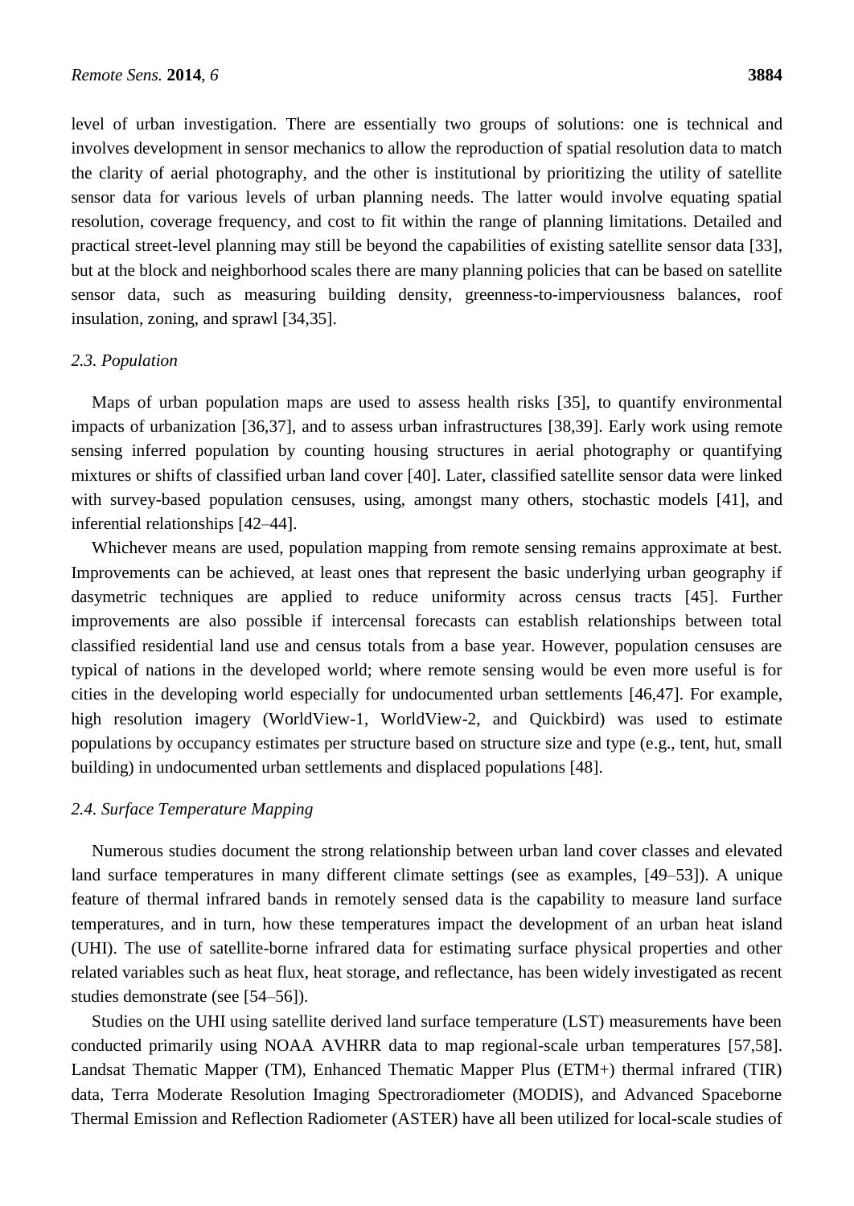level of urban investigation. There are essentially two groups of solutions: one is technical and involves development in sensor mechanics to allow the reproduction of spatial resolution data to match the clarity of aerial photography, and the other is institutional by prioritizing the utility of satellite sensor data for various levels of urban planning needs. The latter would involve equating spatial resolution, coverage frequency, and cost to fit within the range of planning limitations. Detailed and practical street-level planning may still be beyond the capabilities of existing satellite sensor data [33], but at the block and neighborhood scales there are many planning policies that can be based on satellite sensor data, such as measuring building density, greenness-to-imperviousness balances, roof insulation, zoning, and sprawl [34,35].

### *2.3. Population*

Maps of urban population maps are used to assess health risks [35], to quantify environmental impacts of urbanization [36,37], and to assess urban infrastructures [38,39]. Early work using remote sensing inferred population by counting housing structures in aerial photography or quantifying mixtures or shifts of classified urban land cover [40]. Later, classified satellite sensor data were linked with survey-based population censuses, using, amongst many others, stochastic models [41], and inferential relationships [42–44].

Whichever means are used, population mapping from remote sensing remains approximate at best. Improvements can be achieved, at least ones that represent the basic underlying urban geography if dasymetric techniques are applied to reduce uniformity across census tracts [45]. Further improvements are also possible if intercensal forecasts can establish relationships between total classified residential land use and census totals from a base year. However, population censuses are typical of nations in the developed world; where remote sensing would be even more useful is for cities in the developing world especially for undocumented urban settlements [46,47]. For example, high resolution imagery (WorldView-1, WorldView-2, and Quickbird) was used to estimate populations by occupancy estimates per structure based on structure size and type (e.g., tent, hut, small building) in undocumented urban settlements and displaced populations [48].

### *2.4. Surface Temperature Mapping*

Numerous studies document the strong relationship between urban land cover classes and elevated land surface temperatures in many different climate settings (see as examples, [49–53]). A unique feature of thermal infrared bands in remotely sensed data is the capability to measure land surface temperatures, and in turn, how these temperatures impact the development of an urban heat island (UHI). The use of satellite-borne infrared data for estimating surface physical properties and other related variables such as heat flux, heat storage, and reflectance, has been widely investigated as recent studies demonstrate (see [54–56]).

Studies on the UHI using satellite derived land surface temperature (LST) measurements have been conducted primarily using NOAA AVHRR data to map regional-scale urban temperatures [57,58]. Landsat Thematic Mapper (TM), Enhanced Thematic Mapper Plus (ETM+) thermal infrared (TIR) data, Terra Moderate Resolution Imaging Spectroradiometer (MODIS), and Advanced Spaceborne Thermal Emission and Reflection Radiometer (ASTER) have all been utilized for local-scale studies of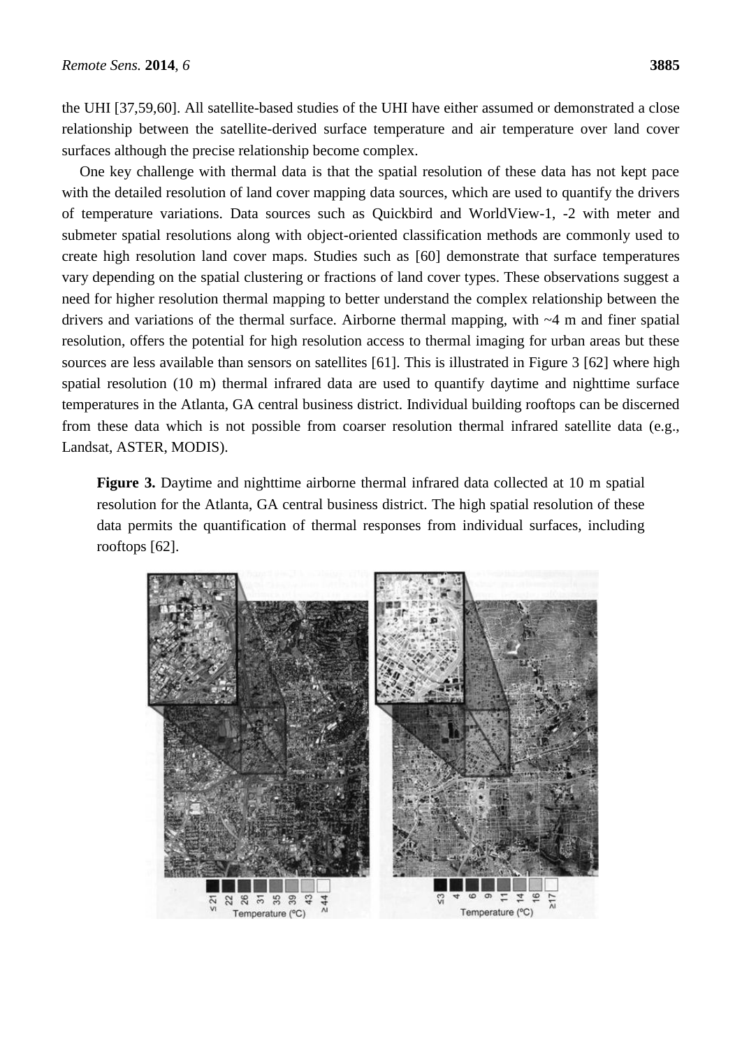the UHI [37,59,60]. All satellite-based studies of the UHI have either assumed or demonstrated a close relationship between the satellite-derived surface temperature and air temperature over land cover surfaces although the precise relationship become complex.

One key challenge with thermal data is that the spatial resolution of these data has not kept pace with the detailed resolution of land cover mapping data sources, which are used to quantify the drivers of temperature variations. Data sources such as Quickbird and WorldView-1, -2 with meter and submeter spatial resolutions along with object-oriented classification methods are commonly used to create high resolution land cover maps. Studies such as [60] demonstrate that surface temperatures vary depending on the spatial clustering or fractions of land cover types. These observations suggest a need for higher resolution thermal mapping to better understand the complex relationship between the drivers and variations of the thermal surface. Airborne thermal mapping, with ~4 m and finer spatial resolution, offers the potential for high resolution access to thermal imaging for urban areas but these sources are less available than sensors on satellites [61]. This is illustrated in Figure 3 [62] where high spatial resolution (10 m) thermal infrared data are used to quantify daytime and nighttime surface temperatures in the Atlanta, GA central business district. Individual building rooftops can be discerned from these data which is not possible from coarser resolution thermal infrared satellite data (e.g., Landsat, ASTER, MODIS).

**Figure 3.** Daytime and nighttime airborne thermal infrared data collected at 10 m spatial resolution for the Atlanta, GA central business district. The high spatial resolution of these data permits the quantification of thermal responses from individual surfaces, including rooftops [62].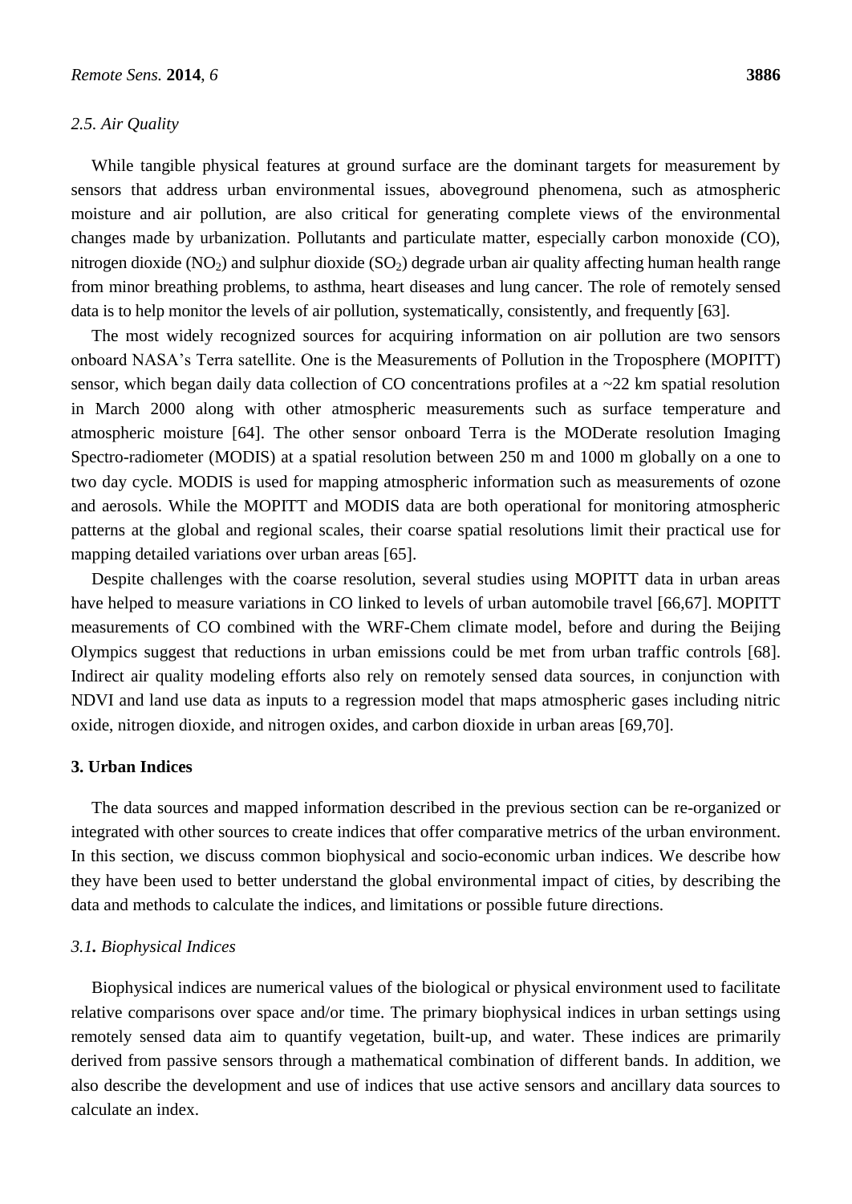### 2.5. Air Quality

While tangible physical features at ground surface are the dominant targets for measurement by sensors that address urban environmental issues, aboveground phenomena, such as atmospheric moisture and air pollution, are also critical for generating complete views of the environmental changes made by urbanization. Pollutants and particulate matter, especially carbon monoxide (CO), nitrogen dioxide ($NO_2$) and sulphur dioxide ($SO_2$) degrade urban air quality affecting human health range from minor breathing problems, to asthma, heart diseases and lung cancer. The role of remotely sensed data is to help monitor the levels of air pollution, systematically, consistently, and frequently [63].

The most widely recognized sources for acquiring information on air pollution are two sensors onboard NASA's Terra satellite. One is the Measurements of Pollution in the Troposphere (MOPITT) sensor, which began daily data collection of CO concentrations profiles at a ~22 km spatial resolution in March 2000 along with other atmospheric measurements such as surface temperature and atmospheric moisture [64]. The other sensor onboard Terra is the MODerate resolution Imaging Spectro-radiometer (MODIS) at a spatial resolution between 250 m and 1000 m globally on a one to two day cycle. MODIS is used for mapping atmospheric information such as measurements of ozone and aerosols. While the MOPITT and MODIS data are both operational for monitoring atmospheric patterns at the global and regional scales, their coarse spatial resolutions limit their practical use for mapping detailed variations over urban areas [65].

Despite challenges with the coarse resolution, several studies using MOPITT data in urban areas have helped to measure variations in CO linked to levels of urban automobile travel [66,67]. MOPITT measurements of CO combined with the WRF-Chem climate model, before and during the Beijing Olympics suggest that reductions in urban emissions could be met from urban traffic controls [68]. Indirect air quality modeling efforts also rely on remotely sensed data sources, in conjunction with NDVI and land use data as inputs to a regression model that maps atmospheric gases including nitric oxide, nitrogen dioxide, and nitrogen oxides, and carbon dioxide in urban areas [69,70].

## 3. Urban Indices

The data sources and mapped information described in the previous section can be re-organized or integrated with other sources to create indices that offer comparative metrics of the urban environment. In this section, we discuss common biophysical and socio-economic urban indices. We describe how they have been used to better understand the global environmental impact of cities, by describing the data and methods to calculate the indices, and limitations or possible future directions.

### 3.1. Biophysical Indices

Biophysical indices are numerical values of the biological or physical environment used to facilitate relative comparisons over space and/or time. The primary biophysical indices in urban settings using remotely sensed data aim to quantify vegetation, built-up, and water. These indices are primarily derived from passive sensors through a mathematical combination of different bands. In addition, we also describe the development and use of indices that use active sensors and ancillary data sources to calculate an index.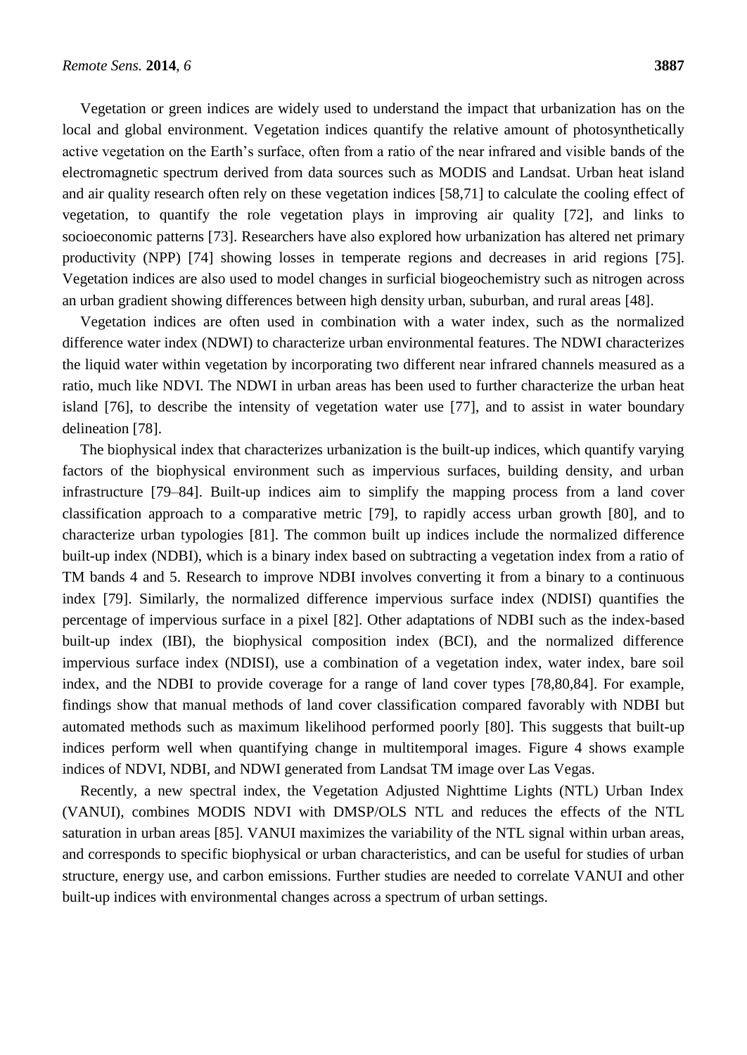Vegetation or green indices are widely used to understand the impact that urbanization has on the local and global environment. Vegetation indices quantify the relative amount of photosynthetically active vegetation on the Earth's surface, often from a ratio of the near infrared and visible bands of the electromagnetic spectrum derived from data sources such as MODIS and Landsat. Urban heat island and air quality research often rely on these vegetation indices [58,71] to calculate the cooling effect of vegetation, to quantify the role vegetation plays in improving air quality [72], and links to socioeconomic patterns [73]. Researchers have also explored how urbanization has altered net primary productivity (NPP) [74] showing losses in temperate regions and decreases in arid regions [75]. Vegetation indices are also used to model changes in surficial biogeochemistry such as nitrogen across an urban gradient showing differences between high density urban, suburban, and rural areas [48].

Vegetation indices are often used in combination with a water index, such as the normalized difference water index (NDWI) to characterize urban environmental features. The NDWI characterizes the liquid water within vegetation by incorporating two different near infrared channels measured as a ratio, much like NDVI. The NDWI in urban areas has been used to further characterize the urban heat island [76], to describe the intensity of vegetation water use [77], and to assist in water boundary delineation [78].

The biophysical index that characterizes urbanization is the built-up indices, which quantify varying factors of the biophysical environment such as impervious surfaces, building density, and urban infrastructure [79–84]. Built-up indices aim to simplify the mapping process from a land cover classification approach to a comparative metric [79], to rapidly access urban growth [80], and to characterize urban typologies [81]. The common built up indices include the normalized difference built-up index (NDBI), which is a binary index based on subtracting a vegetation index from a ratio of TM bands 4 and 5. Research to improve NDBI involves converting it from a binary to a continuous index [79]. Similarly, the normalized difference impervious surface index (NDISI) quantifies the percentage of impervious surface in a pixel [82]. Other adaptations of NDBI such as the index-based built-up index (IBI), the biophysical composition index (BCI), and the normalized difference impervious surface index (NDISI), use a combination of a vegetation index, water index, bare soil index, and the NDBI to provide coverage for a range of land cover types [78,80,84]. For example, findings show that manual methods of land cover classification compared favorably with NDBI but automated methods such as maximum likelihood performed poorly [80]. This suggests that built-up indices perform well when quantifying change in multitemporal images. Figure 4 shows example indices of NDVI, NDBI, and NDWI generated from Landsat TM image over Las Vegas.

Recently, a new spectral index, the Vegetation Adjusted Nighttime Lights (NTL) Urban Index (VANUI), combines MODIS NDVI with DMSP/OLS NTL and reduces the effects of the NTL saturation in urban areas [85]. VANUI maximizes the variability of the NTL signal within urban areas, and corresponds to specific biophysical or urban characteristics, and can be useful for studies of urban structure, energy use, and carbon emissions. Further studies are needed to correlate VANUI and other built-up indices with environmental changes across a spectrum of urban settings.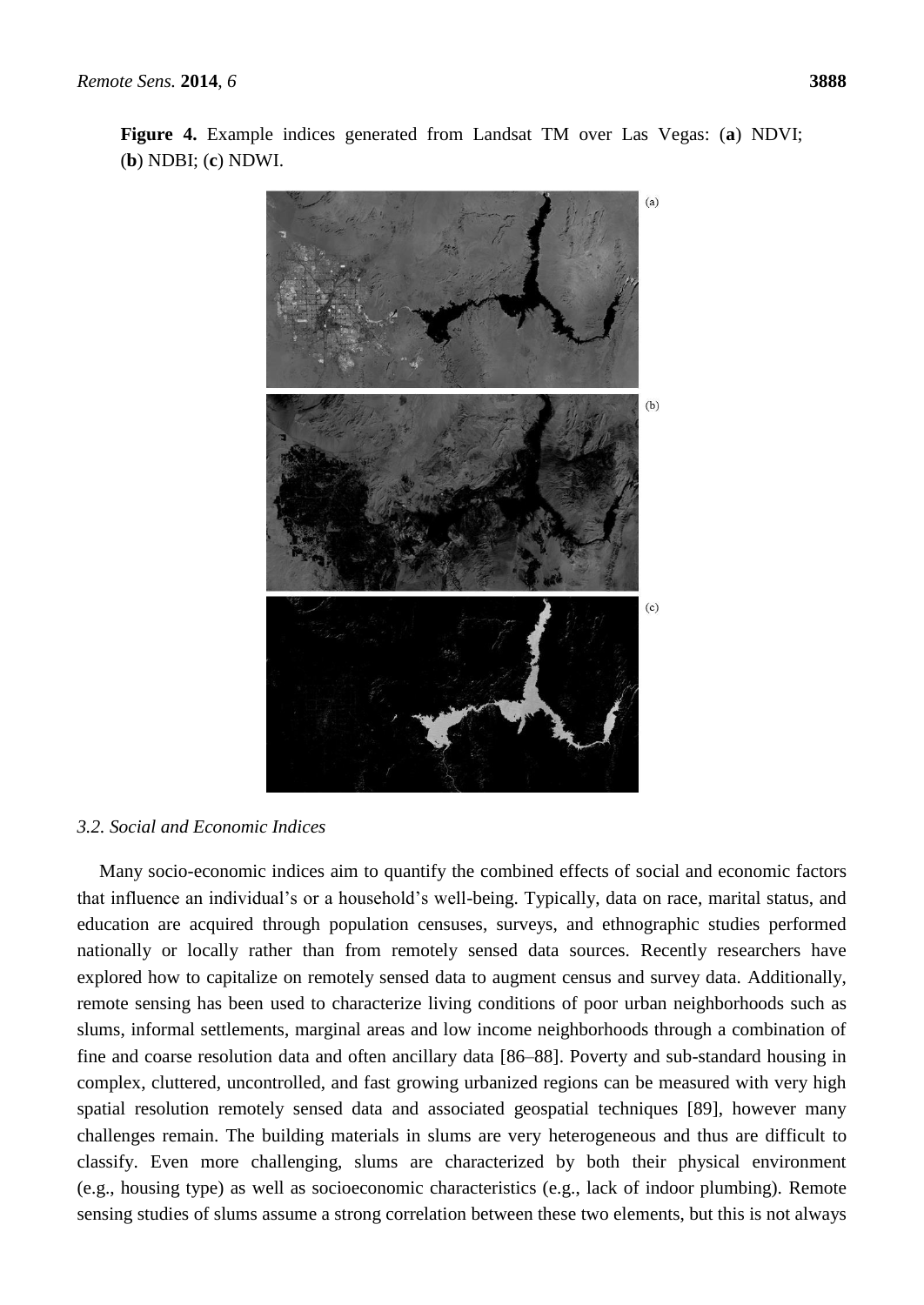**Figure 4.** Example indices generated from Landsat TM over Las Vegas: (**a**) NDVI; (**b**) NDBI; (**c**) NDWI.

### *3.2. Social and Economic Indices*

Many socio-economic indices aim to quantify the combined effects of social and economic factors that influence an individual's or a household's well-being. Typically, data on race, marital status, and education are acquired through population censuses, surveys, and ethnographic studies performed nationally or locally rather than from remotely sensed data sources. Recently researchers have explored how to capitalize on remotely sensed data to augment census and survey data. Additionally, remote sensing has been used to characterize living conditions of poor urban neighborhoods such as slums, informal settlements, marginal areas and low income neighborhoods through a combination of fine and coarse resolution data and often ancillary data [86–88]. Poverty and sub-standard housing in complex, cluttered, uncontrolled, and fast growing urbanized regions can be measured with very high spatial resolution remotely sensed data and associated geospatial techniques [89], however many challenges remain. The building materials in slums are very heterogeneous and thus are difficult to classify. Even more challenging, slums are characterized by both their physical environment (e.g., housing type) as well as socioeconomic characteristics (e.g., lack of indoor plumbing). Remote sensing studies of slums assume a strong correlation between these two elements, but this is not always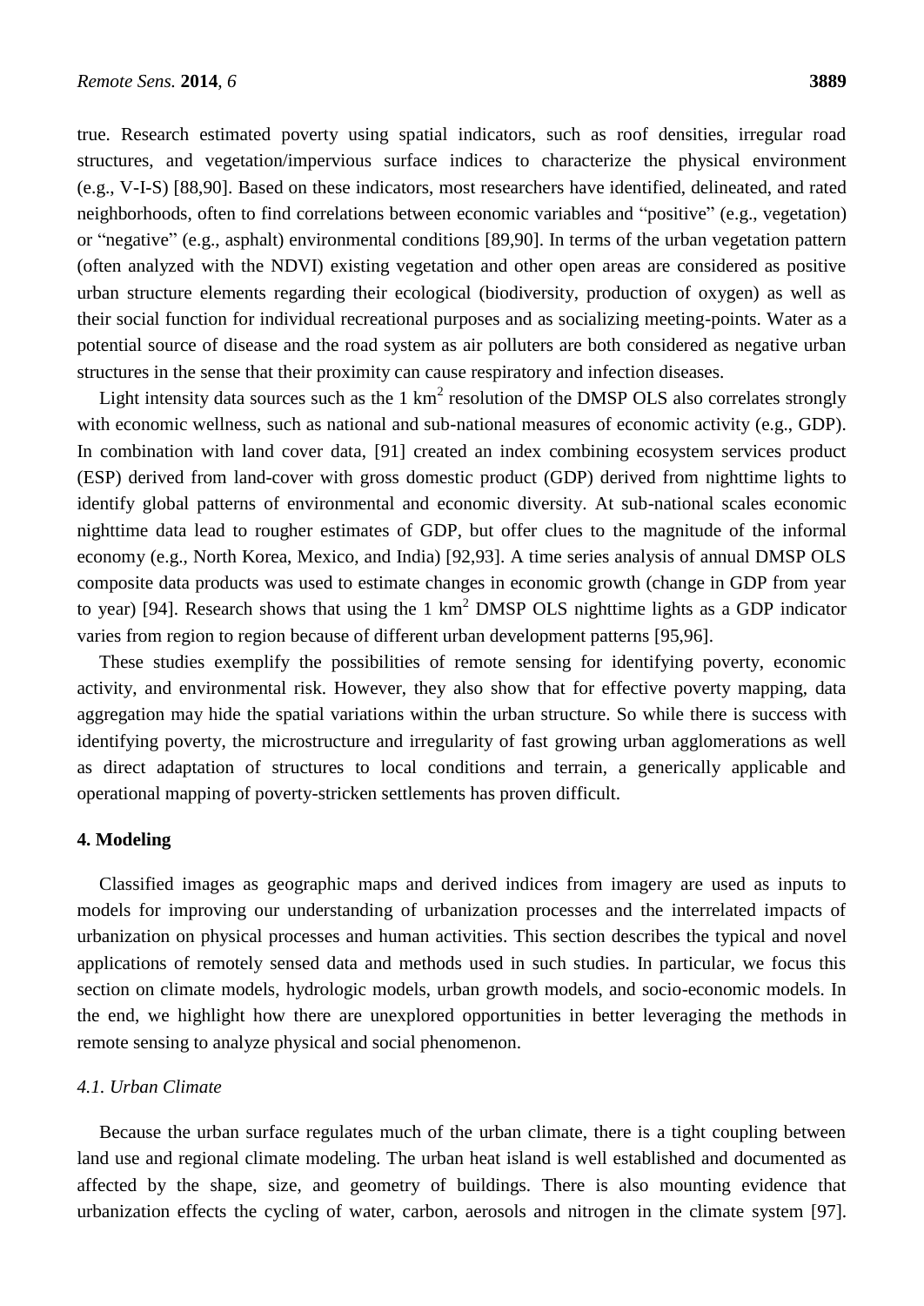true. Research estimated poverty using spatial indicators, such as roof densities, irregular road structures, and vegetation/impervious surface indices to characterize the physical environment (e.g., V-I-S) [88,90]. Based on these indicators, most researchers have identified, delineated, and rated neighborhoods, often to find correlations between economic variables and "positive" (e.g., vegetation) or "negative" (e.g., asphalt) environmental conditions [89,90]. In terms of the urban vegetation pattern (often analyzed with the NDVI) existing vegetation and other open areas are considered as positive urban structure elements regarding their ecological (biodiversity, production of oxygen) as well as their social function for individual recreational purposes and as socializing meeting-points. Water as a potential source of disease and the road system as air polluters are both considered as negative urban structures in the sense that their proximity can cause respiratory and infection diseases.

Light intensity data sources such as the 1 $km^2$ resolution of the DMSP OLS also correlates strongly with economic wellness, such as national and sub-national measures of economic activity (e.g., GDP). In combination with land cover data, [91] created an index combining ecosystem services product (ESP) derived from land-cover with gross domestic product (GDP) derived from nighttime lights to identify global patterns of environmental and economic diversity. At sub-national scales economic nighttime data lead to rougher estimates of GDP, but offer clues to the magnitude of the informal economy (e.g., North Korea, Mexico, and India) [92,93]. A time series analysis of annual DMSP OLS composite data products was used to estimate changes in economic growth (change in GDP from year to year) [94]. Research shows that using the 1 $km^2$ DMSP OLS nighttime lights as a GDP indicator varies from region to region because of different urban development patterns [95,96].

These studies exemplify the possibilities of remote sensing for identifying poverty, economic activity, and environmental risk. However, they also show that for effective poverty mapping, data aggregation may hide the spatial variations within the urban structure. So while there is success with identifying poverty, the microstructure and irregularity of fast growing urban agglomerations as well as direct adaptation of structures to local conditions and terrain, a generically applicable and operational mapping of poverty-stricken settlements has proven difficult.

## 4. Modeling

Classified images as geographic maps and derived indices from imagery are used as inputs to models for improving our understanding of urbanization processes and the interrelated impacts of urbanization on physical processes and human activities. This section describes the typical and novel applications of remotely sensed data and methods used in such studies. In particular, we focus this section on climate models, hydrologic models, urban growth models, and socio-economic models. In the end, we highlight how there are unexplored opportunities in better leveraging the methods in remote sensing to analyze physical and social phenomenon.

### *4.1. Urban Climate*

Because the urban surface regulates much of the urban climate, there is a tight coupling between land use and regional climate modeling. The urban heat island is well established and documented as affected by the shape, size, and geometry of buildings. There is also mounting evidence that urbanization effects the cycling of water, carbon, aerosols and nitrogen in the climate system [97].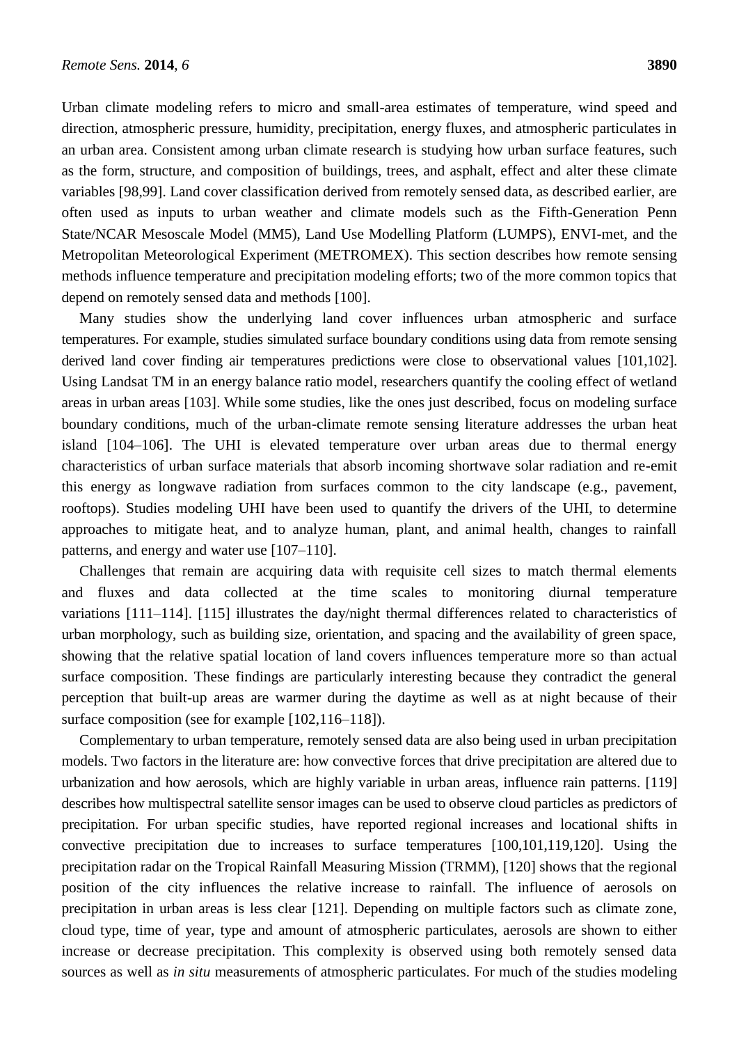Urban climate modeling refers to micro and small-area estimates of temperature, wind speed and direction, atmospheric pressure, humidity, precipitation, energy fluxes, and atmospheric particulates in an urban area. Consistent among urban climate research is studying how urban surface features, such as the form, structure, and composition of buildings, trees, and asphalt, effect and alter these climate variables [98,99]. Land cover classification derived from remotely sensed data, as described earlier, are often used as inputs to urban weather and climate models such as the Fifth-Generation Penn State/NCAR Mesoscale Model (MM5), Land Use Modelling Platform (LUMPS), ENVI-met, and the Metropolitan Meteorological Experiment (METROMEX). This section describes how remote sensing methods influence temperature and precipitation modeling efforts; two of the more common topics that depend on remotely sensed data and methods [100].

Many studies show the underlying land cover influences urban atmospheric and surface temperatures. For example, studies simulated surface boundary conditions using data from remote sensing derived land cover finding air temperatures predictions were close to observational values [101,102]. Using Landsat TM in an energy balance ratio model, researchers quantify the cooling effect of wetland areas in urban areas [103]. While some studies, like the ones just described, focus on modeling surface boundary conditions, much of the urban-climate remote sensing literature addresses the urban heat island [104–106]. The UHI is elevated temperature over urban areas due to thermal energy characteristics of urban surface materials that absorb incoming shortwave solar radiation and re-emit this energy as longwave radiation from surfaces common to the city landscape (e.g., pavement, rooftops). Studies modeling UHI have been used to quantify the drivers of the UHI, to determine approaches to mitigate heat, and to analyze human, plant, and animal health, changes to rainfall patterns, and energy and water use [107–110].

Challenges that remain are acquiring data with requisite cell sizes to match thermal elements and fluxes and data collected at the time scales to monitoring diurnal temperature variations [111–114]. [115] illustrates the day/night thermal differences related to characteristics of urban morphology, such as building size, orientation, and spacing and the availability of green space, showing that the relative spatial location of land covers influences temperature more so than actual surface composition. These findings are particularly interesting because they contradict the general perception that built-up areas are warmer during the daytime as well as at night because of their surface composition (see for example [102,116–118]).

Complementary to urban temperature, remotely sensed data are also being used in urban precipitation models. Two factors in the literature are: how convective forces that drive precipitation are altered due to urbanization and how aerosols, which are highly variable in urban areas, influence rain patterns. [119] describes how multispectral satellite sensor images can be used to observe cloud particles as predictors of precipitation. For urban specific studies, have reported regional increases and locational shifts in convective precipitation due to increases to surface temperatures [100,101,119,120]. Using the precipitation radar on the Tropical Rainfall Measuring Mission (TRMM), [120] shows that the regional position of the city influences the relative increase to rainfall. The influence of aerosols on precipitation in urban areas is less clear [121]. Depending on multiple factors such as climate zone, cloud type, time of year, type and amount of atmospheric particulates, aerosols are shown to either increase or decrease precipitation. This complexity is observed using both remotely sensed data sources as well as *in situ* measurements of atmospheric particulates. For much of the studies modeling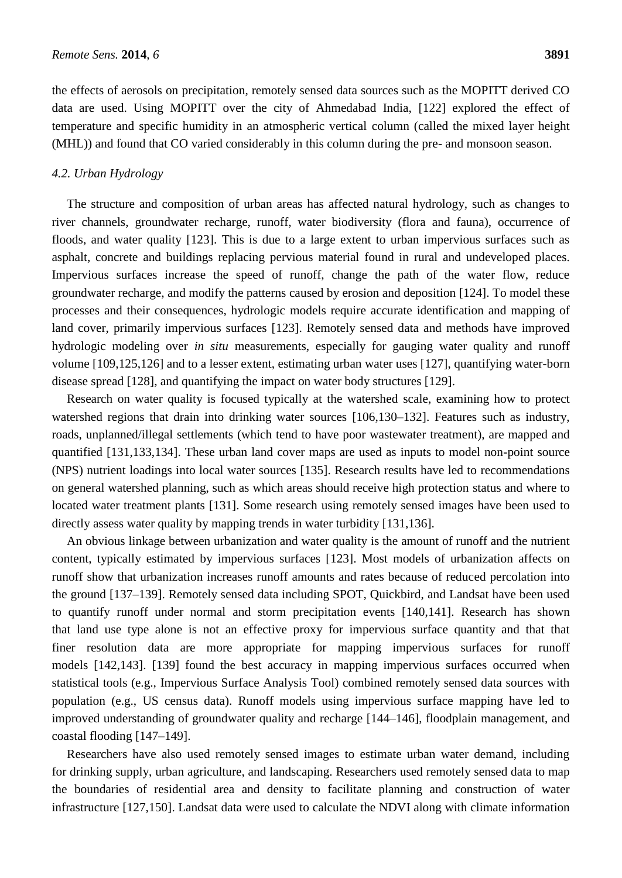the effects of aerosols on precipitation, remotely sensed data sources such as the MOPITT derived CO data are used. Using MOPITT over the city of Ahmedabad India, [122] explored the effect of temperature and specific humidity in an atmospheric vertical column (called the mixed layer height (MHL)) and found that CO varied considerably in this column during the pre- and monsoon season.

### *4.2. Urban Hydrology*

The structure and composition of urban areas has affected natural hydrology, such as changes to river channels, groundwater recharge, runoff, water biodiversity (flora and fauna), occurrence of floods, and water quality [123]. This is due to a large extent to urban impervious surfaces such as asphalt, concrete and buildings replacing pervious material found in rural and undeveloped places. Impervious surfaces increase the speed of runoff, change the path of the water flow, reduce groundwater recharge, and modify the patterns caused by erosion and deposition [124]. To model these processes and their consequences, hydrologic models require accurate identification and mapping of land cover, primarily impervious surfaces [123]. Remotely sensed data and methods have improved hydrologic modeling over *in situ* measurements, especially for gauging water quality and runoff volume [109,125,126] and to a lesser extent, estimating urban water uses [127], quantifying water-born disease spread [128], and quantifying the impact on water body structures [129].

Research on water quality is focused typically at the watershed scale, examining how to protect watershed regions that drain into drinking water sources [106,130–132]. Features such as industry, roads, unplanned/illegal settlements (which tend to have poor wastewater treatment), are mapped and quantified [131,133,134]. These urban land cover maps are used as inputs to model non-point source (NPS) nutrient loadings into local water sources [135]. Research results have led to recommendations on general watershed planning, such as which areas should receive high protection status and where to located water treatment plants [131]. Some research using remotely sensed images have been used to directly assess water quality by mapping trends in water turbidity [131,136].

An obvious linkage between urbanization and water quality is the amount of runoff and the nutrient content, typically estimated by impervious surfaces [123]. Most models of urbanization affects on runoff show that urbanization increases runoff amounts and rates because of reduced percolation into the ground [137–139]. Remotely sensed data including SPOT, Quickbird, and Landsat have been used to quantify runoff under normal and storm precipitation events [140,141]. Research has shown that land use type alone is not an effective proxy for impervious surface quantity and that that finer resolution data are more appropriate for mapping impervious surfaces for runoff models [142,143]. [139] found the best accuracy in mapping impervious surfaces occurred when statistical tools (e.g., Impervious Surface Analysis Tool) combined remotely sensed data sources with population (e.g., US census data). Runoff models using impervious surface mapping have led to improved understanding of groundwater quality and recharge [144–146], floodplain management, and coastal flooding [147–149].

Researchers have also used remotely sensed images to estimate urban water demand, including for drinking supply, urban agriculture, and landscaping. Researchers used remotely sensed data to map the boundaries of residential area and density to facilitate planning and construction of water infrastructure [127,150]. Landsat data were used to calculate the NDVI along with climate information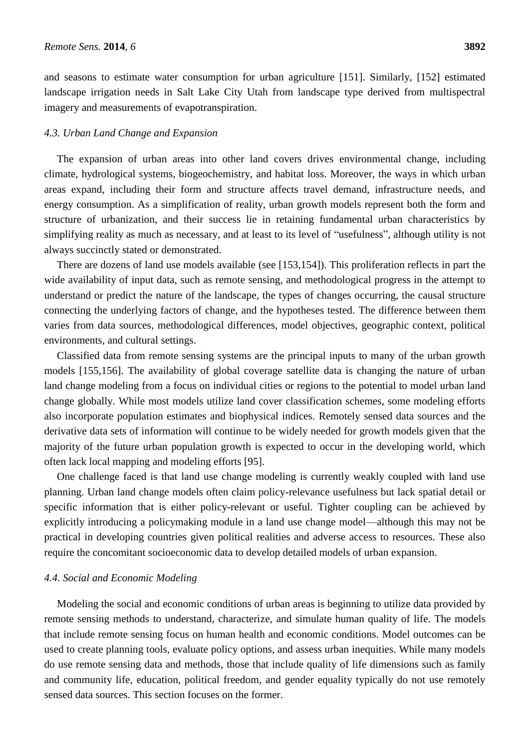and seasons to estimate water consumption for urban agriculture [151]. Similarly, [152] estimated landscape irrigation needs in Salt Lake City Utah from landscape type derived from multispectral imagery and measurements of evapotranspiration.

### *4.3. Urban Land Change and Expansion*

The expansion of urban areas into other land covers drives environmental change, including climate, hydrological systems, biogeochemistry, and habitat loss. Moreover, the ways in which urban areas expand, including their form and structure affects travel demand, infrastructure needs, and energy consumption. As a simplification of reality, urban growth models represent both the form and structure of urbanization, and their success lie in retaining fundamental urban characteristics by simplifying reality as much as necessary, and at least to its level of "usefulness", although utility is not always succinctly stated or demonstrated.

There are dozens of land use models available (see [153,154]). This proliferation reflects in part the wide availability of input data, such as remote sensing, and methodological progress in the attempt to understand or predict the nature of the landscape, the types of changes occurring, the causal structure connecting the underlying factors of change, and the hypotheses tested. The difference between them varies from data sources, methodological differences, model objectives, geographic context, political environments, and cultural settings.

Classified data from remote sensing systems are the principal inputs to many of the urban growth models [155,156]. The availability of global coverage satellite data is changing the nature of urban land change modeling from a focus on individual cities or regions to the potential to model urban land change globally. While most models utilize land cover classification schemes, some modeling efforts also incorporate population estimates and biophysical indices. Remotely sensed data sources and the derivative data sets of information will continue to be widely needed for growth models given that the majority of the future urban population growth is expected to occur in the developing world, which often lack local mapping and modeling efforts [95].

One challenge faced is that land use change modeling is currently weakly coupled with land use planning. Urban land change models often claim policy-relevance usefulness but lack spatial detail or specific information that is either policy-relevant or useful. Tighter coupling can be achieved by explicitly introducing a policymaking module in a land use change model—although this may not be practical in developing countries given political realities and adverse access to resources. These also require the concomitant socioeconomic data to develop detailed models of urban expansion.

### *4.4. Social and Economic Modeling*

Modeling the social and economic conditions of urban areas is beginning to utilize data provided by remote sensing methods to understand, characterize, and simulate human quality of life. The models that include remote sensing focus on human health and economic conditions. Model outcomes can be used to create planning tools, evaluate policy options, and assess urban inequities. While many models do use remote sensing data and methods, those that include quality of life dimensions such as family and community life, education, political freedom, and gender equality typically do not use remotely sensed data sources. This section focuses on the former.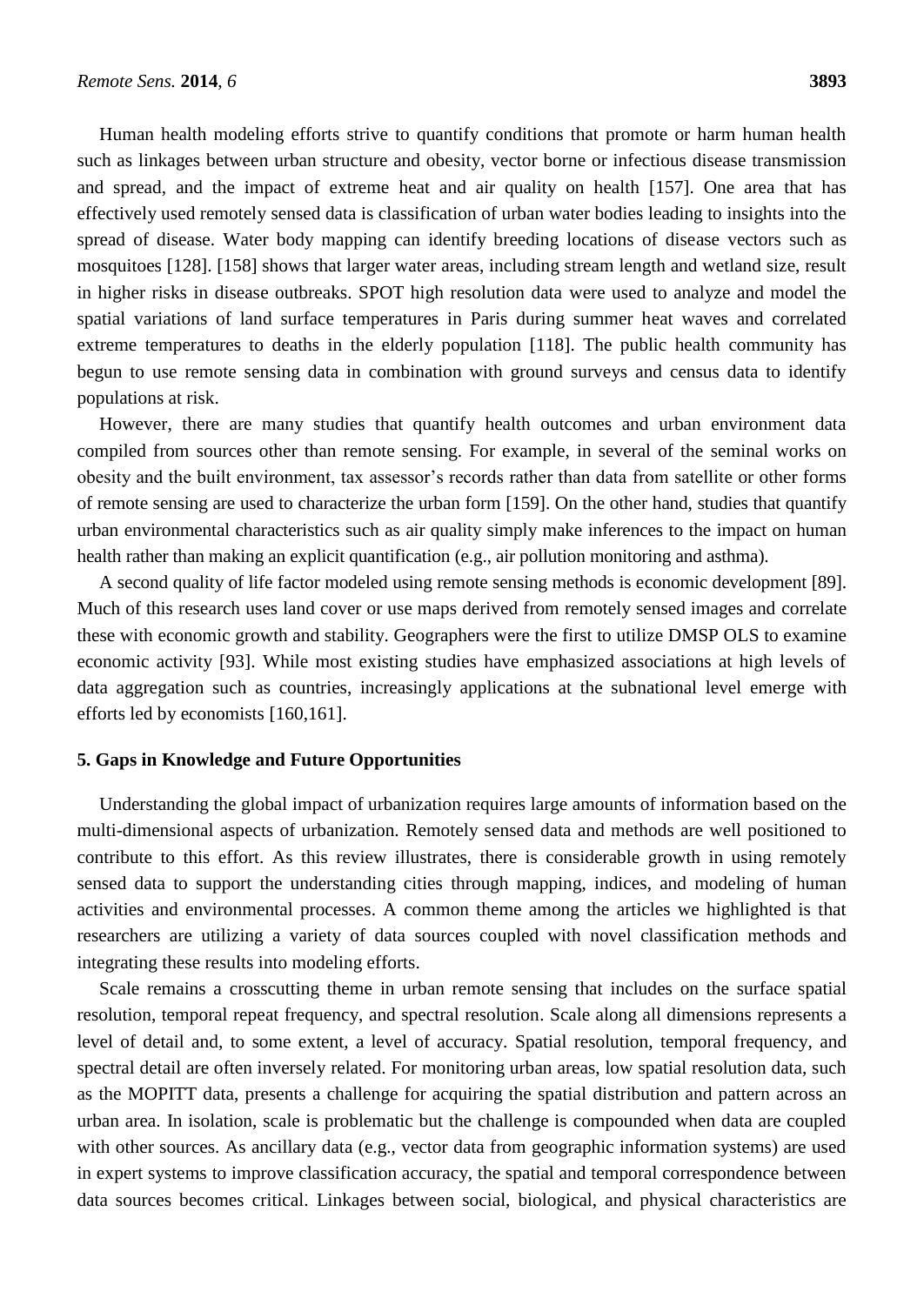Human health modeling efforts strive to quantify conditions that promote or harm human health such as linkages between urban structure and obesity, vector borne or infectious disease transmission and spread, and the impact of extreme heat and air quality on health [157]. One area that has effectively used remotely sensed data is classification of urban water bodies leading to insights into the spread of disease. Water body mapping can identify breeding locations of disease vectors such as mosquitoes [128]. [158] shows that larger water areas, including stream length and wetland size, result in higher risks in disease outbreaks. SPOT high resolution data were used to analyze and model the spatial variations of land surface temperatures in Paris during summer heat waves and correlated extreme temperatures to deaths in the elderly population [118]. The public health community has begun to use remote sensing data in combination with ground surveys and census data to identify populations at risk.

However, there are many studies that quantify health outcomes and urban environment data compiled from sources other than remote sensing. For example, in several of the seminal works on obesity and the built environment, tax assessor's records rather than data from satellite or other forms of remote sensing are used to characterize the urban form [159]. On the other hand, studies that quantify urban environmental characteristics such as air quality simply make inferences to the impact on human health rather than making an explicit quantification (e.g., air pollution monitoring and asthma).

A second quality of life factor modeled using remote sensing methods is economic development [89]. Much of this research uses land cover or use maps derived from remotely sensed images and correlate these with economic growth and stability. Geographers were the first to utilize DMSP OLS to examine economic activity [93]. While most existing studies have emphasized associations at high levels of data aggregation such as countries, increasingly applications at the subnational level emerge with efforts led by economists [160,161].

## 5. Gaps in Knowledge and Future Opportunities

Understanding the global impact of urbanization requires large amounts of information based on the multi-dimensional aspects of urbanization. Remotely sensed data and methods are well positioned to contribute to this effort. As this review illustrates, there is considerable growth in using remotely sensed data to support the understanding cities through mapping, indices, and modeling of human activities and environmental processes. A common theme among the articles we highlighted is that researchers are utilizing a variety of data sources coupled with novel classification methods and integrating these results into modeling efforts.

Scale remains a crosscutting theme in urban remote sensing that includes on the surface spatial resolution, temporal repeat frequency, and spectral resolution. Scale along all dimensions represents a level of detail and, to some extent, a level of accuracy. Spatial resolution, temporal frequency, and spectral detail are often inversely related. For monitoring urban areas, low spatial resolution data, such as the MOPITT data, presents a challenge for acquiring the spatial distribution and pattern across an urban area. In isolation, scale is problematic but the challenge is compounded when data are coupled with other sources. As ancillary data (e.g., vector data from geographic information systems) are used in expert systems to improve classification accuracy, the spatial and temporal correspondence between data sources becomes critical. Linkages between social, biological, and physical characteristics are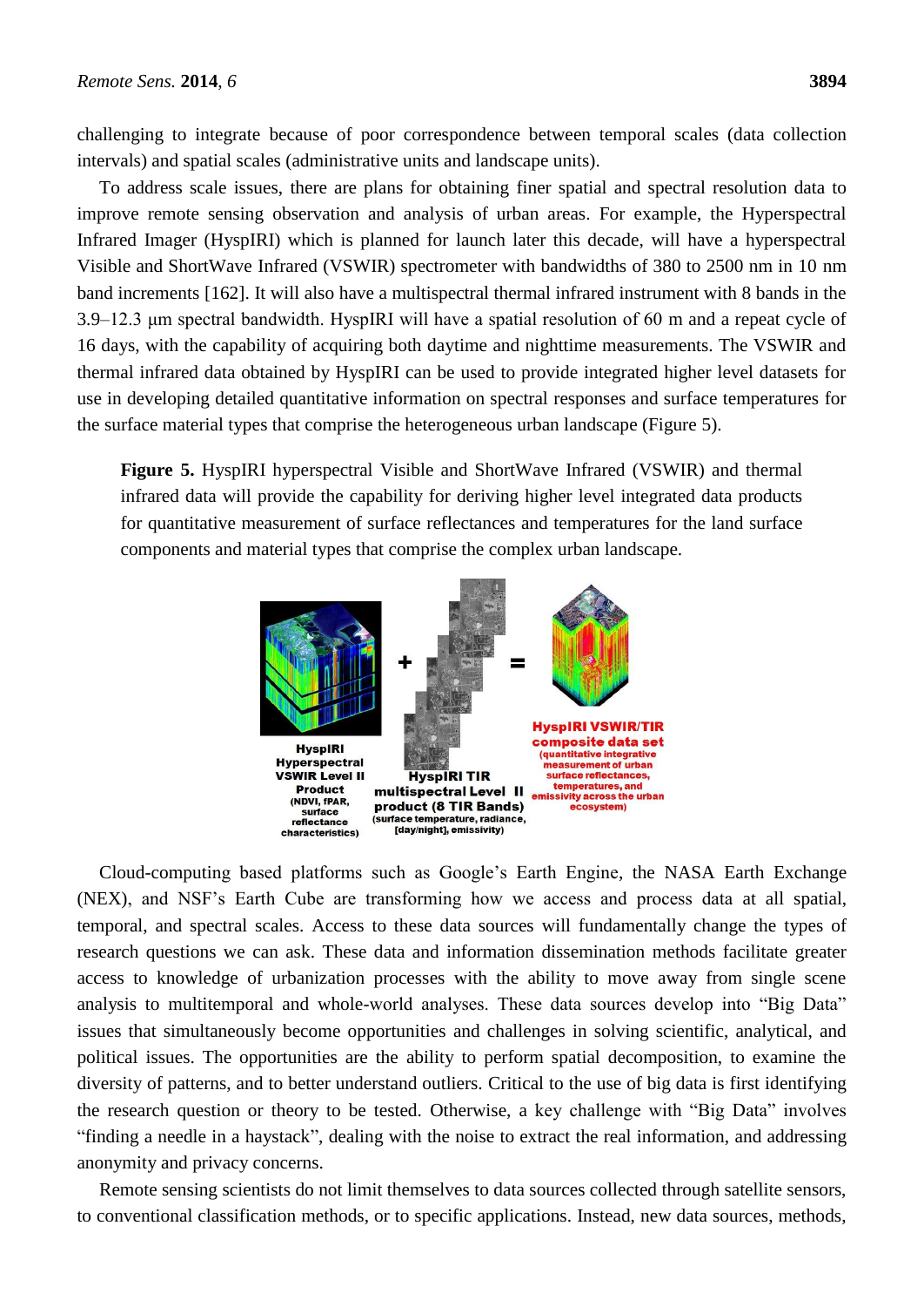challenging to integrate because of poor correspondence between temporal scales (data collection intervals) and spatial scales (administrative units and landscape units).

To address scale issues, there are plans for obtaining finer spatial and spectral resolution data to improve remote sensing observation and analysis of urban areas. For example, the Hyperspectral Infrared Imager (HyspIRI) which is planned for launch later this decade, will have a hyperspectral Visible and ShortWave Infrared (VSWIR) spectrometer with bandwidths of 380 to 2500 nm in 10 nm band increments [162]. It will also have a multispectral thermal infrared instrument with 8 bands in the 3.9–12.3 μm spectral bandwidth. HyspIRI will have a spatial resolution of 60 m and a repeat cycle of 16 days, with the capability of acquiring both daytime and nighttime measurements. The VSWIR and thermal infrared data obtained by HyspIRI can be used to provide integrated higher level datasets for use in developing detailed quantitative information on spectral responses and surface temperatures for the surface material types that comprise the heterogeneous urban landscape (Figure 5).

**Figure 5.** HyspIRI hyperspectral Visible and ShortWave Infrared (VSWIR) and thermal infrared data will provide the capability for deriving higher level integrated data products for quantitative measurement of surface reflectances and temperatures for the land surface components and material types that comprise the complex urban landscape.

Cloud-computing based platforms such as Google's Earth Engine, the NASA Earth Exchange (NEX), and NSF's Earth Cube are transforming how we access and process data at all spatial, temporal, and spectral scales. Access to these data sources will fundamentally change the types of research questions we can ask. These data and information dissemination methods facilitate greater access to knowledge of urbanization processes with the ability to move away from single scene analysis to multitemporal and whole-world analyses. These data sources develop into "Big Data" issues that simultaneously become opportunities and challenges in solving scientific, analytical, and political issues. The opportunities are the ability to perform spatial decomposition, to examine the diversity of patterns, and to better understand outliers. Critical to the use of big data is first identifying the research question or theory to be tested. Otherwise, a key challenge with "Big Data" involves "finding a needle in a haystack", dealing with the noise to extract the real information, and addressing anonymity and privacy concerns.

Remote sensing scientists do not limit themselves to data sources collected through satellite sensors, to conventional classification methods, or to specific applications. Instead, new data sources, methods,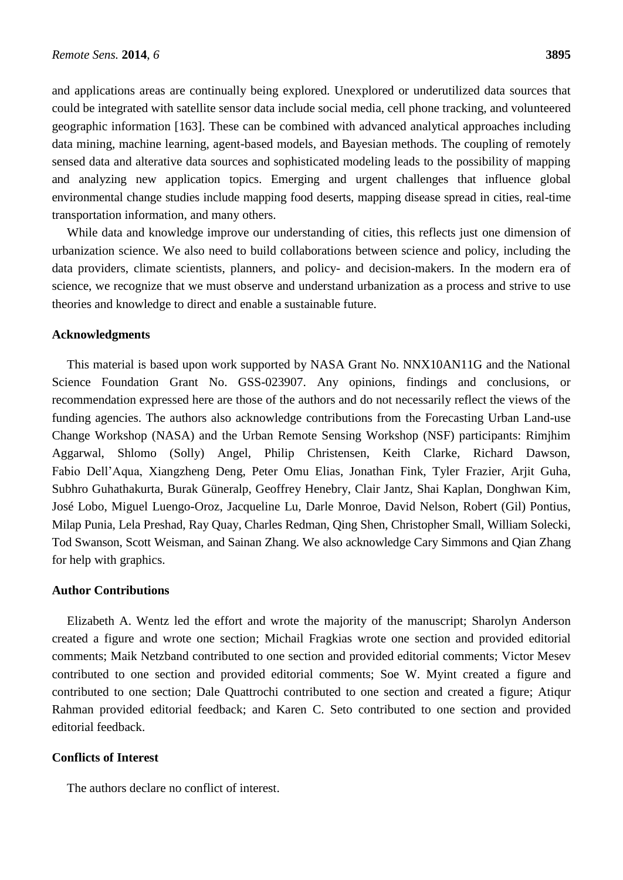and applications areas are continually being explored. Unexplored or underutilized data sources that could be integrated with satellite sensor data include social media, cell phone tracking, and volunteered geographic information [163]. These can be combined with advanced analytical approaches including data mining, machine learning, agent-based models, and Bayesian methods. The coupling of remotely sensed data and alterative data sources and sophisticated modeling leads to the possibility of mapping and analyzing new application topics. Emerging and urgent challenges that influence global environmental change studies include mapping food deserts, mapping disease spread in cities, real-time transportation information, and many others.

While data and knowledge improve our understanding of cities, this reflects just one dimension of urbanization science. We also need to build collaborations between science and policy, including the data providers, climate scientists, planners, and policy- and decision-makers. In the modern era of science, we recognize that we must observe and understand urbanization as a process and strive to use theories and knowledge to direct and enable a sustainable future.

## Acknowledgments

This material is based upon work supported by NASA Grant No. NNX10AN11G and the National Science Foundation Grant No. GSS-023907. Any opinions, findings and conclusions, or recommendation expressed here are those of the authors and do not necessarily reflect the views of the funding agencies. The authors also acknowledge contributions from the Forecasting Urban Land-use Change Workshop (NASA) and the Urban Remote Sensing Workshop (NSF) participants: Rimjhim Aggarwal, Shlomo (Solly) Angel, Philip Christensen, Keith Clarke, Richard Dawson, Fabio Dell'Aqua, Xiangzheng Deng, Peter Omu Elias, Jonathan Fink, Tyler Frazier, Arjit Guha, Subhro Guhathakurta, Burak Güneralp, Geoffrey Henebry, Clair Jantz, Shai Kaplan, Donghwan Kim, José Lobo, Miguel Luengo-Oroz, Jacqueline Lu, Darle Monroe, David Nelson, Robert (Gil) Pontius, Milap Punia, Lela Preshad, Ray Quay, Charles Redman, Qing Shen, Christopher Small, William Solecki, Tod Swanson, Scott Weisman, and Sainan Zhang. We also acknowledge Cary Simmons and Qian Zhang for help with graphics.

## Author Contributions

Elizabeth A. Wentz led the effort and wrote the majority of the manuscript; Sharolyn Anderson created a figure and wrote one section; Michail Fragkias wrote one section and provided editorial comments; Maik Netzband contributed to one section and provided editorial comments; Victor Mesev contributed to one section and provided editorial comments; Soe W. Myint created a figure and contributed to one section; Dale Quattrochi contributed to one section and created a figure; Atiqur Rahman provided editorial feedback; and Karen C. Seto contributed to one section and provided editorial feedback.

## Conflicts of Interest

The authors declare no conflict of interest.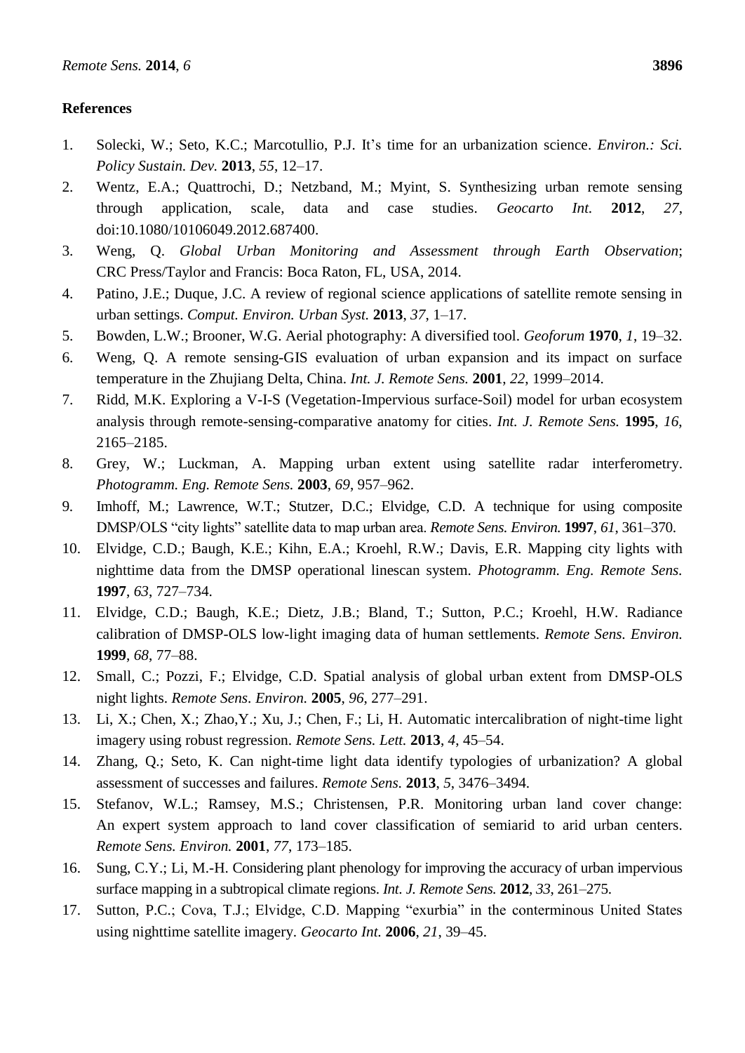## References

1. Solecki, W.; Seto, K.C.; Marcotullio, P.J. It's time for an urbanization science. *Environ.: Sci. Policy Sustain. Dev.* **2013**, *55*, 12–17.
2. Wentz, E.A.; Quattrochi, D.; Netzband, M.; Myint, S. Synthesizing urban remote sensing through application, scale, data and case studies. *Geocarto Int.* **2012**, *27*, doi:10.1080/10106049.2012.687400.
3. Weng, Q. *Global Urban Monitoring and Assessment through Earth Observation*; CRC Press/Taylor and Francis: Boca Raton, FL, USA, 2014.
4. Patino, J.E.; Duque, J.C. A review of regional science applications of satellite remote sensing in urban settings. *Comput. Environ. Urban Syst.* **2013**, *37*, 1–17.
5. Bowden, L.W.; Brooner, W.G. Aerial photography: A diversified tool. *Geoforum* **1970**, *1*, 19–32.
6. Weng, Q. A remote sensing-GIS evaluation of urban expansion and its impact on surface temperature in the Zhujiang Delta, China. *Int. J. Remote Sens.* **2001**, *22*, 1999–2014.
7. Ridd, M.K. Exploring a V-I-S (Vegetation-Impervious surface-Soil) model for urban ecosystem analysis through remote-sensing-comparative anatomy for cities. *Int. J. Remote Sens.* **1995**, *16*, 2165–2185.
8. Grey, W.; Luckman, A. Mapping urban extent using satellite radar interferometry. *Photogramm. Eng. Remote Sens.* **2003**, *69*, 957–962.
9. Imhoff, M.; Lawrence, W.T.; Stutzer, D.C.; Elvidge, C.D. A technique for using composite DMSP/OLS "city lights" satellite data to map urban area. *Remote Sens. Environ.* **1997**, *61*, 361–370.
10. Elvidge, C.D.; Baugh, K.E.; Kihn, E.A.; Kroehl, R.W.; Davis, E.R. Mapping city lights with nighttime data from the DMSP operational linescan system. *Photogramm. Eng. Remote Sens.* **1997**, *63*, 727–734.
11. Elvidge, C.D.; Baugh, K.E.; Dietz, J.B.; Bland, T.; Sutton, P.C.; Kroehl, H.W. Radiance calibration of DMSP-OLS low-light imaging data of human settlements. *Remote Sens. Environ.* **1999**, *68*, 77–88.
12. Small, C.; Pozzi, F.; Elvidge, C.D. Spatial analysis of global urban extent from DMSP-OLS night lights. *Remote Sens. Environ.* **2005**, *96*, 277–291.
13. Li, X.; Chen, X.; Zhao,Y.; Xu, J.; Chen, F.; Li, H. Automatic intercalibration of night-time light imagery using robust regression. *Remote Sens. Lett.* **2013**, *4*, 45–54.
14. Zhang, Q.; Seto, K. Can night-time light data identify typologies of urbanization? A global assessment of successes and failures. *Remote Sens.* **2013**, *5*, 3476–3494.
15. Stefanov, W.L.; Ramsey, M.S.; Christensen, P.R. Monitoring urban land cover change: An expert system approach to land cover classification of semiarid to arid urban centers. *Remote Sens. Environ.* **2001**, *77*, 173–185.
16. Sung, C.Y.; Li, M.-H. Considering plant phenology for improving the accuracy of urban impervious surface mapping in a subtropical climate regions. *Int. J. Remote Sens.* **2012**, *33*, 261–275.
17. Sutton, P.C.; Cova, T.J.; Elvidge, C.D. Mapping "exurbia" in the conterminous United States using nighttime satellite imagery. *Geocarto Int.* **2006**, *21*, 39–45.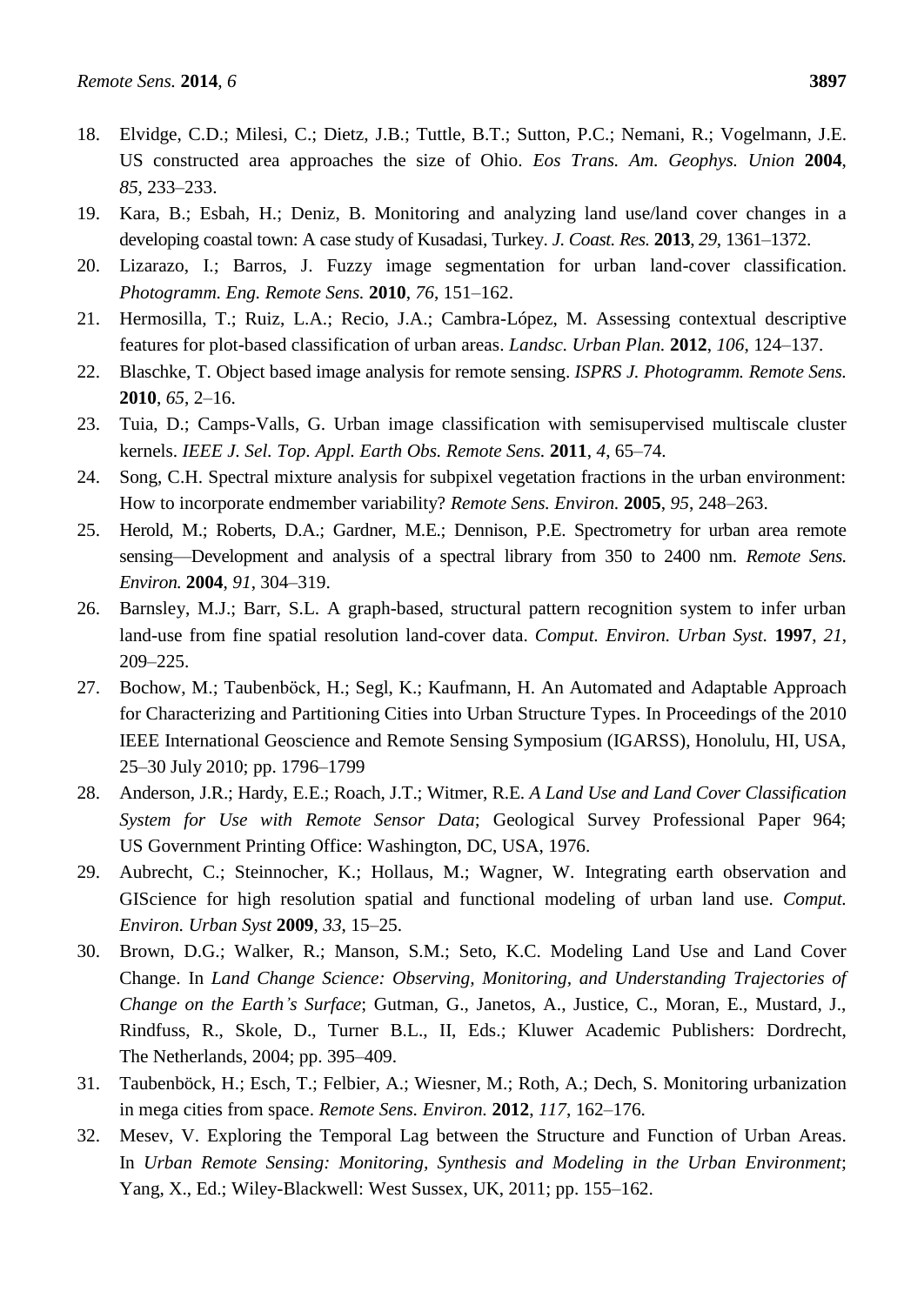18. Elvidge, C.D.; Milesi, C.; Dietz, J.B.; Tuttle, B.T.; Sutton, P.C.; Nemani, R.; Vogelmann, J.E. US constructed area approaches the size of Ohio. *Eos Trans. Am. Geophys. Union* **2004**, *85*, 233–233.
19. Kara, B.; Esbah, H.; Deniz, B. Monitoring and analyzing land use/land cover changes in a developing coastal town: A case study of Kusadasi, Turkey. *J. Coast. Res.* **2013**, *29*, 1361–1372.
20. Lizarazo, I.; Barros, J. Fuzzy image segmentation for urban land-cover classification. *Photogramm. Eng. Remote Sens.* **2010**, *76*, 151–162.
21. Hermosilla, T.; Ruiz, L.A.; Recio, J.A.; Cambra-López, M. Assessing contextual descriptive features for plot-based classification of urban areas. *Landsc. Urban Plan.* **2012**, *106*, 124–137.
22. Blaschke, T. Object based image analysis for remote sensing. *ISPRS J. Photogramm. Remote Sens.* **2010**, *65*, 2–16.
23. Tuia, D.; Camps-Valls, G. Urban image classification with semisupervised multiscale cluster kernels. *IEEE J. Sel. Top. Appl. Earth Obs. Remote Sens.* **2011**, *4*, 65–74.
24. Song, C.H. Spectral mixture analysis for subpixel vegetation fractions in the urban environment: How to incorporate endmember variability? *Remote Sens. Environ.* **2005**, *95*, 248–263.
25. Herold, M.; Roberts, D.A.; Gardner, M.E.; Dennison, P.E. Spectrometry for urban area remote sensing—Development and analysis of a spectral library from 350 to 2400 nm. *Remote Sens. Environ.* **2004**, *91*, 304–319.
26. Barnsley, M.J.; Barr, S.L. A graph-based, structural pattern recognition system to infer urban land-use from fine spatial resolution land-cover data. *Comput. Environ. Urban Syst.* **1997**, *21*, 209–225.
27. Bochow, M.; Taubenböck, H.; Segl, K.; Kaufmann, H. An Automated and Adaptable Approach for Characterizing and Partitioning Cities into Urban Structure Types. In Proceedings of the 2010 IEEE International Geoscience and Remote Sensing Symposium (IGARSS), Honolulu, HI, USA, 25–30 July 2010; pp. 1796–1799
28. Anderson, J.R.; Hardy, E.E.; Roach, J.T.; Witmer, R.E. *A Land Use and Land Cover Classification System for Use with Remote Sensor Data*; Geological Survey Professional Paper 964; US Government Printing Office: Washington, DC, USA, 1976.
29. Aubrecht, C.; Steinnocher, K.; Hollaus, M.; Wagner, W. Integrating earth observation and GIScience for high resolution spatial and functional modeling of urban land use. *Comput. Environ. Urban Syst* **2009**, *33*, 15–25.
30. Brown, D.G.; Walker, R.; Manson, S.M.; Seto, K.C. Modeling Land Use and Land Cover Change. In *Land Change Science: Observing, Monitoring, and Understanding Trajectories of Change on the Earth's Surface*; Gutman, G., Janetos, A., Justice, C., Moran, E., Mustard, J., Rindfuss, R., Skole, D., Turner B.L., II, Eds.; Kluwer Academic Publishers: Dordrecht, The Netherlands, 2004; pp. 395–409.
31. Taubenböck, H.; Esch, T.; Felbier, A.; Wiesner, M.; Roth, A.; Dech, S. Monitoring urbanization in mega cities from space. *Remote Sens. Environ.* **2012**, *117*, 162–176.
32. Mesev, V. Exploring the Temporal Lag between the Structure and Function of Urban Areas. In *Urban Remote Sensing: Monitoring, Synthesis and Modeling in the Urban Environment*; Yang, X., Ed.; Wiley-Blackwell: West Sussex, UK, 2011; pp. 155–162.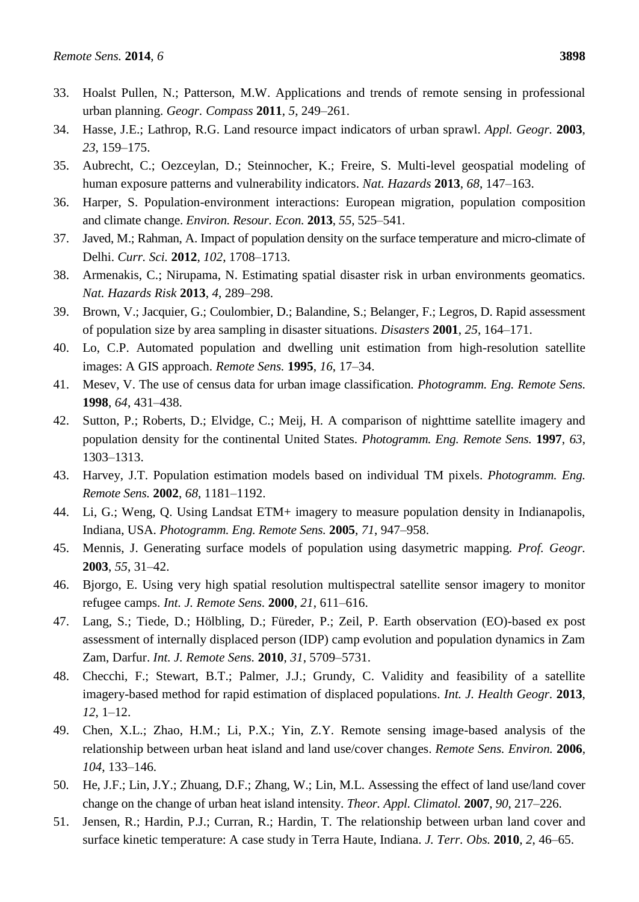33. Hoalst Pullen, N.; Patterson, M.W. Applications and trends of remote sensing in professional urban planning. *Geogr. Compass* **2011**, *5*, 249–261.
34. Hasse, J.E.; Lathrop, R.G. Land resource impact indicators of urban sprawl. *Appl. Geogr.* **2003**, *23*, 159–175.
35. Aubrecht, C.; Oezceylan, D.; Steinnocher, K.; Freire, S. Multi-level geospatial modeling of human exposure patterns and vulnerability indicators. *Nat. Hazards* **2013**, *68*, 147–163.
36. Harper, S. Population-environment interactions: European migration, population composition and climate change. *Environ. Resour. Econ.* **2013**, *55*, 525–541.
37. Javed, M.; Rahman, A. Impact of population density on the surface temperature and micro-climate of Delhi. *Curr. Sci.* **2012**, *102*, 1708–1713.
38. Armenakis, C.; Nirupama, N. Estimating spatial disaster risk in urban environments geomatics. *Nat. Hazards Risk* **2013**, *4*, 289–298.
39. Brown, V.; Jacquier, G.; Coulombier, D.; Balandine, S.; Belanger, F.; Legros, D. Rapid assessment of population size by area sampling in disaster situations. *Disasters* **2001**, *25*, 164–171.
40. Lo, C.P. Automated population and dwelling unit estimation from high-resolution satellite images: A GIS approach. *Remote Sens.* **1995**, *16*, 17–34.
41. Mesev, V. The use of census data for urban image classification. *Photogramm. Eng. Remote Sens.* **1998**, *64*, 431–438.
42. Sutton, P.; Roberts, D.; Elvidge, C.; Meij, H. A comparison of nighttime satellite imagery and population density for the continental United States. *Photogramm. Eng. Remote Sens.* **1997**, *63*, 1303–1313.
43. Harvey, J.T. Population estimation models based on individual TM pixels. *Photogramm. Eng. Remote Sens.* **2002**, *68*, 1181–1192.
44. Li, G.; Weng, Q. Using Landsat ETM+ imagery to measure population density in Indianapolis, Indiana, USA. *Photogramm. Eng. Remote Sens.* **2005**, *71*, 947–958.
45. Mennis, J. Generating surface models of population using dasymetric mapping. *Prof. Geogr.* **2003**, *55*, 31–42.
46. Bjorgo, E. Using very high spatial resolution multispectral satellite sensor imagery to monitor refugee camps. *Int. J. Remote Sens.* **2000**, *21*, 611–616.
47. Lang, S.; Tiede, D.; Hölbling, D.; Füreder, P.; Zeil, P. Earth observation (EO)-based ex post assessment of internally displaced person (IDP) camp evolution and population dynamics in Zam Zam, Darfur. *Int. J. Remote Sens.* **2010**, *31*, 5709–5731.
48. Checchi, F.; Stewart, B.T.; Palmer, J.J.; Grundy, C. Validity and feasibility of a satellite imagery-based method for rapid estimation of displaced populations. *Int. J. Health Geogr.* **2013**, *12*, 1–12.
49. Chen, X.L.; Zhao, H.M.; Li, P.X.; Yin, Z.Y. Remote sensing image-based analysis of the relationship between urban heat island and land use/cover changes. *Remote Sens. Environ.* **2006**, *104*, 133–146.
50. He, J.F.; Lin, J.Y.; Zhuang, D.F.; Zhang, W.; Lin, M.L. Assessing the effect of land use/land cover change on the change of urban heat island intensity. *Theor. Appl. Climatol.* **2007**, *90*, 217–226.
51. Jensen, R.; Hardin, P.J.; Curran, R.; Hardin, T. The relationship between urban land cover and surface kinetic temperature: A case study in Terra Haute, Indiana. *J. Terr. Obs.* **2010**, *2*, 46–65.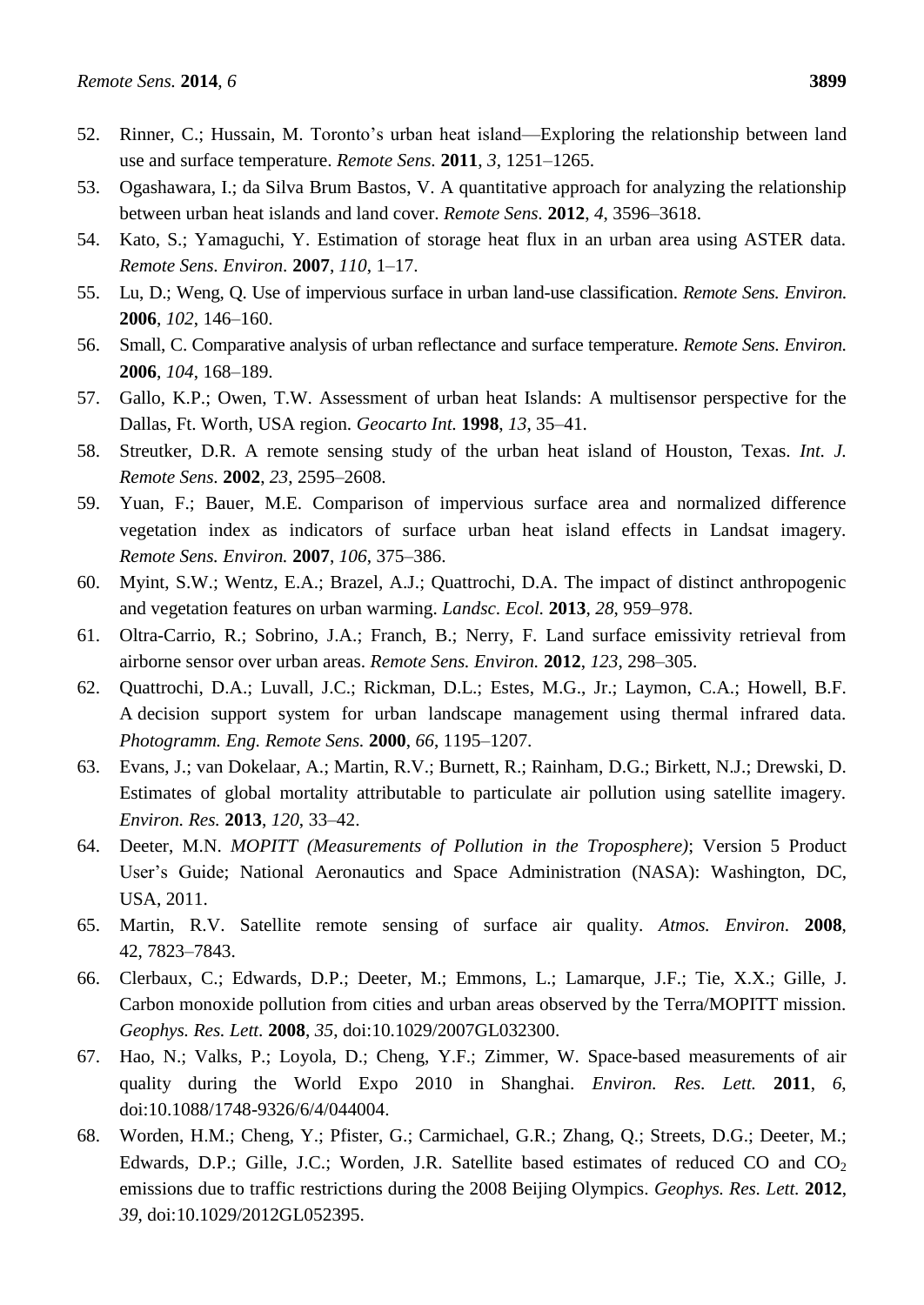52. Rinner, C.; Hussain, M. Toronto's urban heat island—Exploring the relationship between land use and surface temperature. *Remote Sens.* **2011**, *3*, 1251–1265.
53. Ogashawara, I.; da Silva Brum Bastos, V. A quantitative approach for analyzing the relationship between urban heat islands and land cover. *Remote Sens.* **2012**, *4*, 3596–3618.
54. Kato, S.; Yamaguchi, Y. Estimation of storage heat flux in an urban area using ASTER data. *Remote Sens. Environ.* **2007**, *110*, 1–17.
55. Lu, D.; Weng, Q. Use of impervious surface in urban land-use classification. *Remote Sens. Environ.* **2006**, *102*, 146–160.
56. Small, C. Comparative analysis of urban reflectance and surface temperature. *Remote Sens. Environ.* **2006**, *104*, 168–189.
57. Gallo, K.P.; Owen, T.W. Assessment of urban heat Islands: A multisensor perspective for the Dallas, Ft. Worth, USA region. *Geocarto Int.* **1998**, *13*, 35–41.
58. Streutker, D.R. A remote sensing study of the urban heat island of Houston, Texas. *Int. J. Remote Sens.* **2002**, *23*, 2595–2608.
59. Yuan, F.; Bauer, M.E. Comparison of impervious surface area and normalized difference vegetation index as indicators of surface urban heat island effects in Landsat imagery. *Remote Sens. Environ.* **2007**, *106*, 375–386.
60. Myint, S.W.; Wentz, E.A.; Brazel, A.J.; Quattrochi, D.A. The impact of distinct anthropogenic and vegetation features on urban warming. *Landsc. Ecol.* **2013**, *28*, 959–978.
61. Oltra-Carrio, R.; Sobrino, J.A.; Franch, B.; Nerry, F. Land surface emissivity retrieval from airborne sensor over urban areas. *Remote Sens. Environ.* **2012**, *123*, 298–305.
62. Quattrochi, D.A.; Luvall, J.C.; Rickman, D.L.; Estes, M.G., Jr.; Laymon, C.A.; Howell, B.F. A decision support system for urban landscape management using thermal infrared data. *Photogramm. Eng. Remote Sens.* **2000**, *66*, 1195–1207.
63. Evans, J.; van Dokelaar, A.; Martin, R.V.; Burnett, R.; Rainham, D.G.; Birkett, N.J.; Drewski, D. Estimates of global mortality attributable to particulate air pollution using satellite imagery. *Environ. Res.* **2013**, *120*, 33–42.
64. Deeter, M.N. *MOPITT (Measurements of Pollution in the Troposphere)*; Version 5 Product User's Guide; National Aeronautics and Space Administration (NASA): Washington, DC, USA, 2011.
65. Martin, R.V. Satellite remote sensing of surface air quality. *Atmos. Environ.* **2008**, 42, 7823–7843.
66. Clerbaux, C.; Edwards, D.P.; Deeter, M.; Emmons, L.; Lamarque, J.F.; Tie, X.X.; Gille, J. Carbon monoxide pollution from cities and urban areas observed by the Terra/MOPITT mission. *Geophys. Res. Lett.* **2008**, *35*, doi:10.1029/2007GL032300.
67. Hao, N.; Valks, P.; Loyola, D.; Cheng, Y.F.; Zimmer, W. Space-based measurements of air quality during the World Expo 2010 in Shanghai. *Environ. Res. Lett.* **2011**, *6*, doi:10.1088/1748-9326/6/4/044004.
68. Worden, H.M.; Cheng, Y.; Pfister, G.; Carmichael, G.R.; Zhang, Q.; Streets, D.G.; Deeter, M.; Edwards, D.P.; Gille, J.C.; Worden, J.R. Satellite based estimates of reduced CO and $CO_2$ emissions due to traffic restrictions during the 2008 Beijing Olympics. *Geophys. Res. Lett.* **2012**, *39*, doi:10.1029/2012GL052395.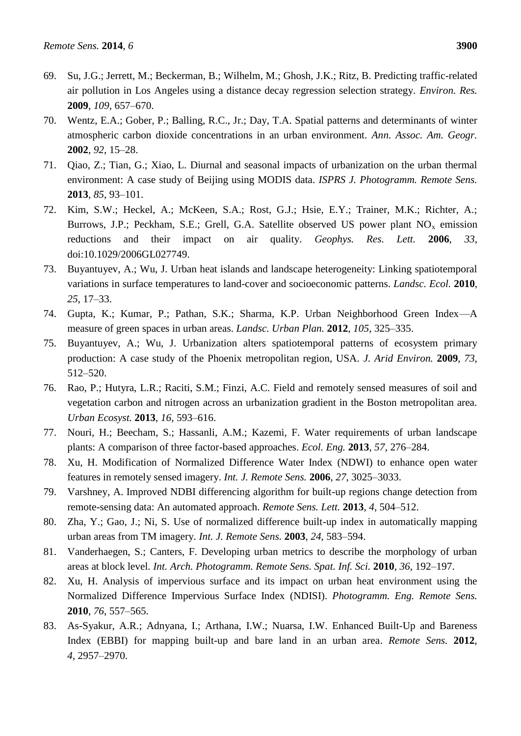69. Su, J.G.; Jerrett, M.; Beckerman, B.; Wilhelm, M.; Ghosh, J.K.; Ritz, B. Predicting traffic-related air pollution in Los Angeles using a distance decay regression selection strategy. *Environ. Res.* **2009**, *109*, 657–670.
70. Wentz, E.A.; Gober, P.; Balling, R.C., Jr.; Day, T.A. Spatial patterns and determinants of winter atmospheric carbon dioxide concentrations in an urban environment. *Ann. Assoc. Am. Geogr.* **2002**, *92*, 15–28.
71. Qiao, Z.; Tian, G.; Xiao, L. Diurnal and seasonal impacts of urbanization on the urban thermal environment: A case study of Beijing using MODIS data. *ISPRS J. Photogramm. Remote Sens.* **2013**, *85*, 93–101.
72. Kim, S.W.; Heckel, A.; McKeen, S.A.; Rost, G.J.; Hsie, E.Y.; Trainer, M.K.; Richter, A.; Burrows, J.P.; Peckham, S.E.; Grell, G.A. Satellite observed US power plant $NO_x$ emission reductions and their impact on air quality. *Geophys. Res. Lett.* **2006**, *33*, doi:10.1029/2006GL027749.
73. Buyantuyev, A.; Wu, J. Urban heat islands and landscape heterogeneity: Linking spatiotemporal variations in surface temperatures to land-cover and socioeconomic patterns. *Landsc. Ecol.* **2010**, *25*, 17–33.
74. Gupta, K.; Kumar, P.; Pathan, S.K.; Sharma, K.P. Urban Neighborhood Green Index—A measure of green spaces in urban areas. *Landsc. Urban Plan.* **2012**, *105*, 325–335.
75. Buyantuyev, A.; Wu, J. Urbanization alters spatiotemporal patterns of ecosystem primary production: A case study of the Phoenix metropolitan region, USA. *J. Arid Environ.* **2009**, *73*, 512–520.
76. Rao, P.; Hutyra, L.R.; Raciti, S.M.; Finzi, A.C. Field and remotely sensed measures of soil and vegetation carbon and nitrogen across an urbanization gradient in the Boston metropolitan area. *Urban Ecosyst.* **2013**, *16*, 593–616.
77. Nouri, H.; Beecham, S.; Hassanli, A.M.; Kazemi, F. Water requirements of urban landscape plants: A comparison of three factor-based approaches. *Ecol. Eng.* **2013**, *57*, 276–284.
78. Xu, H. Modification of Normalized Difference Water Index (NDWI) to enhance open water features in remotely sensed imagery. *Int. J. Remote Sens.* **2006**, *27*, 3025–3033.
79. Varshney, A. Improved NDBI differencing algorithm for built-up regions change detection from remote-sensing data: An automated approach. *Remote Sens. Lett.* **2013**, *4*, 504–512.
80. Zha, Y.; Gao, J.; Ni, S. Use of normalized difference built-up index in automatically mapping urban areas from TM imagery. *Int. J. Remote Sens.* **2003**, *24*, 583–594.
81. Vanderhaegen, S.; Canters, F. Developing urban metrics to describe the morphology of urban areas at block level. *Int. Arch. Photogramm. Remote Sens. Spat. Inf. Sci.* **2010**, *36*, 192–197.
82. Xu, H. Analysis of impervious surface and its impact on urban heat environment using the Normalized Difference Impervious Surface Index (NDISI). *Photogramm. Eng. Remote Sens.* **2010**, *76*, 557–565.
83. As-Syakur, A.R.; Adnyana, I.; Arthana, I.W.; Nuarsa, I.W. Enhanced Built-Up and Bareness Index (EBBI) for mapping built-up and bare land in an urban area. *Remote Sens.* **2012**, *4*, 2957–2970.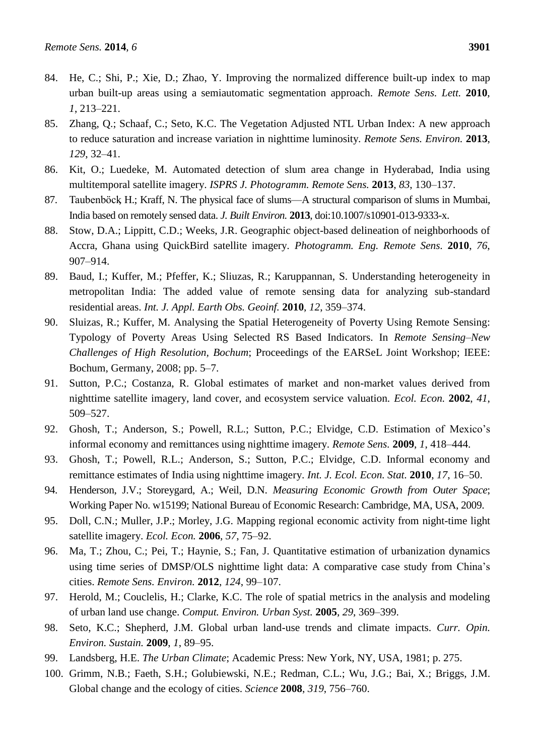84. He, C.; Shi, P.; Xie, D.; Zhao, Y. Improving the normalized difference built-up index to map urban built-up areas using a semiautomatic segmentation approach. *Remote Sens. Lett.* **2010**, *1*, 213–221.
85. Zhang, Q.; Schaaf, C.; Seto, K.C. The Vegetation Adjusted NTL Urban Index: A new approach to reduce saturation and increase variation in nighttime luminosity. *Remote Sens. Environ.* **2013**, *129*, 32–41.
86. Kit, O.; Luedeke, M. Automated detection of slum area change in Hyderabad, India using multitemporal satellite imagery. *ISPRS J. Photogramm. Remote Sens.* **2013**, *83*, 130–137.
87. Taubenböck, H.; Kraff, N. The physical face of slums—A structural comparison of slums in Mumbai, India based on remotely sensed data. *J. Built Environ.* **2013**, doi:10.1007/s10901-013-9333-x.
88. Stow, D.A.; Lippitt, C.D.; Weeks, J.R. Geographic object-based delineation of neighborhoods of Accra, Ghana using QuickBird satellite imagery. *Photogramm. Eng. Remote Sens.* **2010**, *76*, 907–914.
89. Baud, I.; Kuffer, M.; Pfeffer, K.; Sliuzas, R.; Karuppannan, S. Understanding heterogeneity in metropolitan India: The added value of remote sensing data for analyzing sub-standard residential areas. *Int. J. Appl. Earth Obs. Geoinf.* **2010**, *12*, 359–374.
90. Sluizas, R.; Kuffer, M. Analysing the Spatial Heterogeneity of Poverty Using Remote Sensing: Typology of Poverty Areas Using Selected RS Based Indicators. In *Remote Sensing–New Challenges of High Resolution, Bochum*; Proceedings of the EARSeL Joint Workshop; IEEE: Bochum, Germany, 2008; pp. 5–7.
91. Sutton, P.C.; Costanza, R. Global estimates of market and non-market values derived from nighttime satellite imagery, land cover, and ecosystem service valuation. *Ecol. Econ.* **2002**, *41*, 509–527.
92. Ghosh, T.; Anderson, S.; Powell, R.L.; Sutton, P.C.; Elvidge, C.D. Estimation of Mexico's informal economy and remittances using nighttime imagery. *Remote Sens.* **2009**, *1*, 418–444.
93. Ghosh, T.; Powell, R.L.; Anderson, S.; Sutton, P.C.; Elvidge, C.D. Informal economy and remittance estimates of India using nighttime imagery. *Int. J. Ecol. Econ. Stat.* **2010**, *17*, 16–50.
94. Henderson, J.V.; Storeygard, A.; Weil, D.N. *Measuring Economic Growth from Outer Space*; Working Paper No. w15199; National Bureau of Economic Research: Cambridge, MA, USA, 2009.
95. Doll, C.N.; Muller, J.P.; Morley, J.G. Mapping regional economic activity from night-time light satellite imagery. *Ecol. Econ.* **2006**, *57*, 75–92.
96. Ma, T.; Zhou, C.; Pei, T.; Haynie, S.; Fan, J. Quantitative estimation of urbanization dynamics using time series of DMSP/OLS nighttime light data: A comparative case study from China's cities. *Remote Sens. Environ.* **2012**, *124*, 99–107.
97. Herold, M.; Couclelis, H.; Clarke, K.C. The role of spatial metrics in the analysis and modeling of urban land use change. *Comput. Environ. Urban Syst.* **2005**, *29*, 369–399.
98. Seto, K.C.; Shepherd, J.M. Global urban land-use trends and climate impacts. *Curr. Opin. Environ. Sustain.* **2009**, *1*, 89–95.
99. Landsberg, H.E. *The Urban Climate*; Academic Press: New York, NY, USA, 1981; p. 275.
100. Grimm, N.B.; Faeth, S.H.; Golubiewski, N.E.; Redman, C.L.; Wu, J.G.; Bai, X.; Briggs, J.M. Global change and the ecology of cities. *Science* **2008**, *319*, 756–760.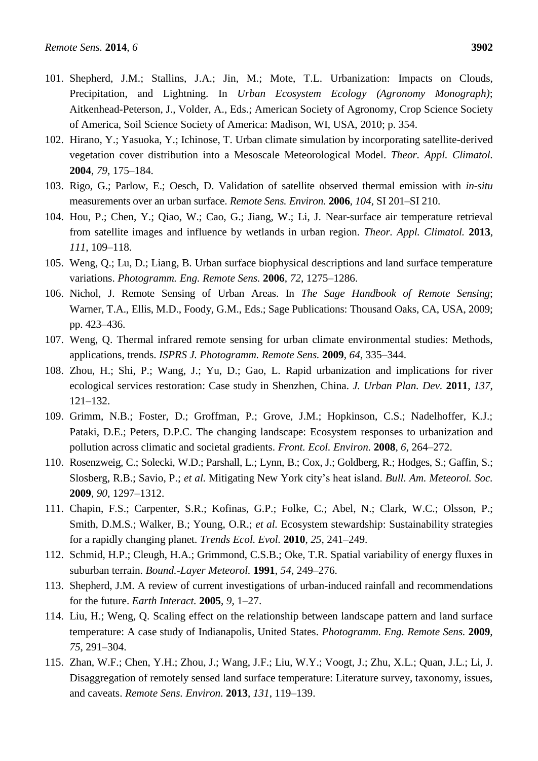101. Shepherd, J.M.; Stallins, J.A.; Jin, M.; Mote, T.L. Urbanization: Impacts on Clouds, Precipitation, and Lightning. In *Urban Ecosystem Ecology (Agronomy Monograph)*; Aitkenhead-Peterson, J., Volder, A., Eds.; American Society of Agronomy, Crop Science Society of America, Soil Science Society of America: Madison, WI, USA, 2010; p. 354.
102. Hirano, Y.; Yasuoka, Y.; Ichinose, T. Urban climate simulation by incorporating satellite-derived vegetation cover distribution into a Mesoscale Meteorological Model. *Theor. Appl. Climatol.* **2004**, *79*, 175–184.
103. Rigo, G.; Parlow, E.; Oesch, D. Validation of satellite observed thermal emission with *in-situ* measurements over an urban surface. *Remote Sens. Environ.* **2006**, *104*, SI 201–SI 210.
104. Hou, P.; Chen, Y.; Qiao, W.; Cao, G.; Jiang, W.; Li, J. Near-surface air temperature retrieval from satellite images and influence by wetlands in urban region. *Theor. Appl. Climatol.* **2013**, *111*, 109–118.
105. Weng, Q.; Lu, D.; Liang, B. Urban surface biophysical descriptions and land surface temperature variations. *Photogramm. Eng. Remote Sens.* **2006**, *72*, 1275–1286.
106. Nichol, J. Remote Sensing of Urban Areas. In *The Sage Handbook of Remote Sensing*; Warner, T.A., Ellis, M.D., Foody, G.M., Eds.; Sage Publications: Thousand Oaks, CA, USA, 2009; pp. 423–436.
107. Weng, Q. Thermal infrared remote sensing for urban climate environmental studies: Methods, applications, trends. *ISPRS J. Photogramm. Remote Sens.* **2009**, *64*, 335–344.
108. Zhou, H.; Shi, P.; Wang, J.; Yu, D.; Gao, L. Rapid urbanization and implications for river ecological services restoration: Case study in Shenzhen, China. *J. Urban Plan. Dev.* **2011**, *137*, 121–132.
109. Grimm, N.B.; Foster, D.; Groffman, P.; Grove, J.M.; Hopkinson, C.S.; Nadelhoffer, K.J.; Pataki, D.E.; Peters, D.P.C. The changing landscape: Ecosystem responses to urbanization and pollution across climatic and societal gradients. *Front. Ecol. Environ.* **2008**, *6*, 264–272.
110. Rosenzweig, C.; Solecki, W.D.; Parshall, L.; Lynn, B.; Cox, J.; Goldberg, R.; Hodges, S.; Gaffin, S.; Slosberg, R.B.; Savio, P.; *et al.* Mitigating New York city's heat island. *Bull. Am. Meteorol. Soc.* **2009**, *90*, 1297–1312.
111. Chapin, F.S.; Carpenter, S.R.; Kofinas, G.P.; Folke, C.; Abel, N.; Clark, W.C.; Olsson, P.; Smith, D.M.S.; Walker, B.; Young, O.R.; *et al.* Ecosystem stewardship: Sustainability strategies for a rapidly changing planet. *Trends Ecol. Evol.* **2010**, *25*, 241–249.
112. Schmid, H.P.; Cleugh, H.A.; Grimmond, C.S.B.; Oke, T.R. Spatial variability of energy fluxes in suburban terrain. *Bound.-Layer Meteorol.* **1991**, *54*, 249–276.
113. Shepherd, J.M. A review of current investigations of urban-induced rainfall and recommendations for the future. *Earth Interact.* **2005**, *9*, 1–27.
114. Liu, H.; Weng, Q. Scaling effect on the relationship between landscape pattern and land surface temperature: A case study of Indianapolis, United States. *Photogramm. Eng. Remote Sens.* **2009**, *75*, 291–304.
115. Zhan, W.F.; Chen, Y.H.; Zhou, J.; Wang, J.F.; Liu, W.Y.; Voogt, J.; Zhu, X.L.; Quan, J.L.; Li, J. Disaggregation of remotely sensed land surface temperature: Literature survey, taxonomy, issues, and caveats. *Remote Sens. Environ.* **2013**, *131*, 119–139.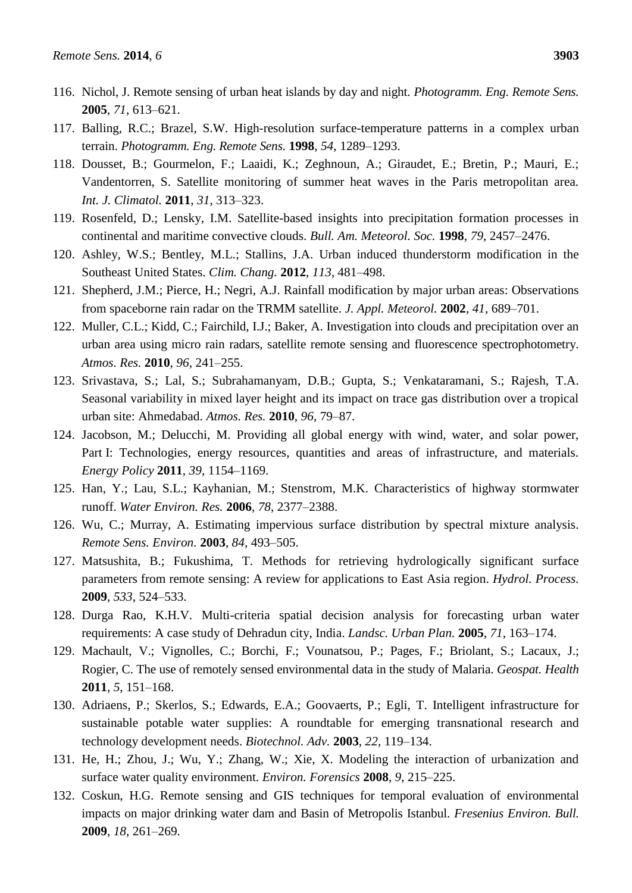116. Nichol, J. Remote sensing of urban heat islands by day and night. *Photogramm. Eng. Remote Sens.* **2005**, *71*, 613–621.
117. Balling, R.C.; Brazel, S.W. High-resolution surface-temperature patterns in a complex urban terrain. *Photogramm. Eng. Remote Sens.* **1998**, *54*, 1289–1293.
118. Dousset, B.; Gourmelon, F.; Laaidi, K.; Zeghnoun, A.; Giraudet, E.; Bretin, P.; Mauri, E.; Vandentorren, S. Satellite monitoring of summer heat waves in the Paris metropolitan area. *Int. J. Climatol.* **2011**, *31*, 313–323.
119. Rosenfeld, D.; Lensky, I.M. Satellite-based insights into precipitation formation processes in continental and maritime convective clouds. *Bull. Am. Meteorol. Soc.* **1998**, *79*, 2457–2476.
120. Ashley, W.S.; Bentley, M.L.; Stallins, J.A. Urban induced thunderstorm modification in the Southeast United States. *Clim. Chang.* **2012**, *113*, 481–498.
121. Shepherd, J.M.; Pierce, H.; Negri, A.J. Rainfall modification by major urban areas: Observations from spaceborne rain radar on the TRMM satellite. *J. Appl. Meteorol.* **2002**, *41*, 689–701.
122. Muller, C.L.; Kidd, C.; Fairchild, I.J.; Baker, A. Investigation into clouds and precipitation over an urban area using micro rain radars, satellite remote sensing and fluorescence spectrophotometry. *Atmos. Res.* **2010**, *96*, 241–255.
123. Srivastava, S.; Lal, S.; Subrahamanyam, D.B.; Gupta, S.; Venkataramani, S.; Rajesh, T.A. Seasonal variability in mixed layer height and its impact on trace gas distribution over a tropical urban site: Ahmedabad. *Atmos. Res.* **2010**, *96*, 79–87.
124. Jacobson, M.; Delucchi, M. Providing all global energy with wind, water, and solar power, Part I: Technologies, energy resources, quantities and areas of infrastructure, and materials. *Energy Policy* **2011**, *39*, 1154–1169.
125. Han, Y.; Lau, S.L.; Kayhanian, M.; Stenstrom, M.K. Characteristics of highway stormwater runoff. *Water Environ. Res.* **2006**, *78*, 2377–2388.
126. Wu, C.; Murray, A. Estimating impervious surface distribution by spectral mixture analysis. *Remote Sens. Environ.* **2003**, *84*, 493–505.
127. Matsushita, B.; Fukushima, T. Methods for retrieving hydrologically significant surface parameters from remote sensing: A review for applications to East Asia region. *Hydrol. Process.* **2009**, *533*, 524–533.
128. Durga Rao, K.H.V. Multi-criteria spatial decision analysis for forecasting urban water requirements: A case study of Dehradun city, India. *Landsc. Urban Plan.* **2005**, *71*, 163–174.
129. Machault, V.; Vignolles, C.; Borchi, F.; Vounatsou, P.; Pages, F.; Briolant, S.; Lacaux, J.; Rogier, C. The use of remotely sensed environmental data in the study of Malaria. *Geospat. Health* **2011**, *5*, 151–168.
130. Adriaens, P.; Skerlos, S.; Edwards, E.A.; Goovaerts, P.; Egli, T. Intelligent infrastructure for sustainable potable water supplies: A roundtable for emerging transnational research and technology development needs. *Biotechnol. Adv.* **2003**, *22*, 119–134.
131. He, H.; Zhou, J.; Wu, Y.; Zhang, W.; Xie, X. Modeling the interaction of urbanization and surface water quality environment. *Environ. Forensics* **2008**, *9*, 215–225.
132. Coskun, H.G. Remote sensing and GIS techniques for temporal evaluation of environmental impacts on major drinking water dam and Basin of Metropolis Istanbul. *Fresenius Environ. Bull.* **2009**, *18*, 261–269.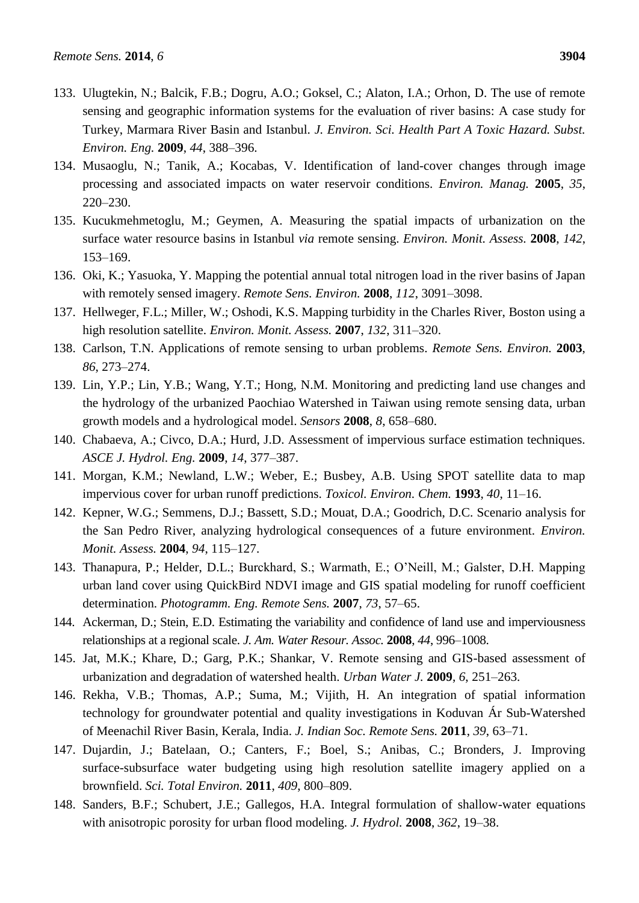133. Ulugtekin, N.; Balcik, F.B.; Dogru, A.O.; Goksel, C.; Alaton, I.A.; Orhon, D. The use of remote sensing and geographic information systems for the evaluation of river basins: A case study for Turkey, Marmara River Basin and Istanbul. *J. Environ. Sci. Health Part A Toxic Hazard. Subst. Environ. Eng.* **2009**, *44*, 388–396.
134. Musaoglu, N.; Tanik, A.; Kocabas, V. Identification of land-cover changes through image processing and associated impacts on water reservoir conditions. *Environ. Manag.* **2005**, *35*, 220–230.
135. Kucukmehmetoglu, M.; Geymen, A. Measuring the spatial impacts of urbanization on the surface water resource basins in Istanbul *via* remote sensing. *Environ. Monit. Assess.* **2008**, *142*, 153–169.
136. Oki, K.; Yasuoka, Y. Mapping the potential annual total nitrogen load in the river basins of Japan with remotely sensed imagery. *Remote Sens. Environ.* **2008**, *112*, 3091–3098.
137. Hellweger, F.L.; Miller, W.; Oshodi, K.S. Mapping turbidity in the Charles River, Boston using a high resolution satellite. *Environ. Monit. Assess.* **2007**, *132*, 311–320.
138. Carlson, T.N. Applications of remote sensing to urban problems. *Remote Sens. Environ.* **2003**, *86*, 273–274.
139. Lin, Y.P.; Lin, Y.B.; Wang, Y.T.; Hong, N.M. Monitoring and predicting land use changes and the hydrology of the urbanized Paochiao Watershed in Taiwan using remote sensing data, urban growth models and a hydrological model. *Sensors* **2008**, *8*, 658–680.
140. Chabaeva, A.; Civco, D.A.; Hurd, J.D. Assessment of impervious surface estimation techniques. *ASCE J. Hydrol. Eng.* **2009**, *14*, 377–387.
141. Morgan, K.M.; Newland, L.W.; Weber, E.; Busbey, A.B. Using SPOT satellite data to map impervious cover for urban runoff predictions. *Toxicol. Environ. Chem.* **1993**, *40*, 11–16.
142. Kepner, W.G.; Semmens, D.J.; Bassett, S.D.; Mouat, D.A.; Goodrich, D.C. Scenario analysis for the San Pedro River, analyzing hydrological consequences of a future environment. *Environ. Monit. Assess.* **2004**, *94*, 115–127.
143. Thanapura, P.; Helder, D.L.; Burckhard, S.; Warmath, E.; O'Neill, M.; Galster, D.H. Mapping urban land cover using QuickBird NDVI image and GIS spatial modeling for runoff coefficient determination. *Photogramm. Eng. Remote Sens.* **2007**, *73*, 57–65.
144. Ackerman, D.; Stein, E.D. Estimating the variability and confidence of land use and imperviousness relationships at a regional scale. *J. Am. Water Resour. Assoc.* **2008**, *44*, 996–1008.
145. Jat, M.K.; Khare, D.; Garg, P.K.; Shankar, V. Remote sensing and GIS-based assessment of urbanization and degradation of watershed health. *Urban Water J.* **2009**, *6*, 251–263.
146. Rekha, V.B.; Thomas, A.P.; Suma, M.; Vijith, H. An integration of spatial information technology for groundwater potential and quality investigations in Koduvan Ár Sub-Watershed of Meenachil River Basin, Kerala, India. *J. Indian Soc. Remote Sens.* **2011**, *39*, 63–71.
147. Dujardin, J.; Batelaan, O.; Canters, F.; Boel, S.; Anibas, C.; Bronders, J. Improving surface-subsurface water budgeting using high resolution satellite imagery applied on a brownfield. *Sci. Total Environ.* **2011**, *409*, 800–809.
148. Sanders, B.F.; Schubert, J.E.; Gallegos, H.A. Integral formulation of shallow-water equations with anisotropic porosity for urban flood modeling. *J. Hydrol.* **2008**, *362*, 19–38.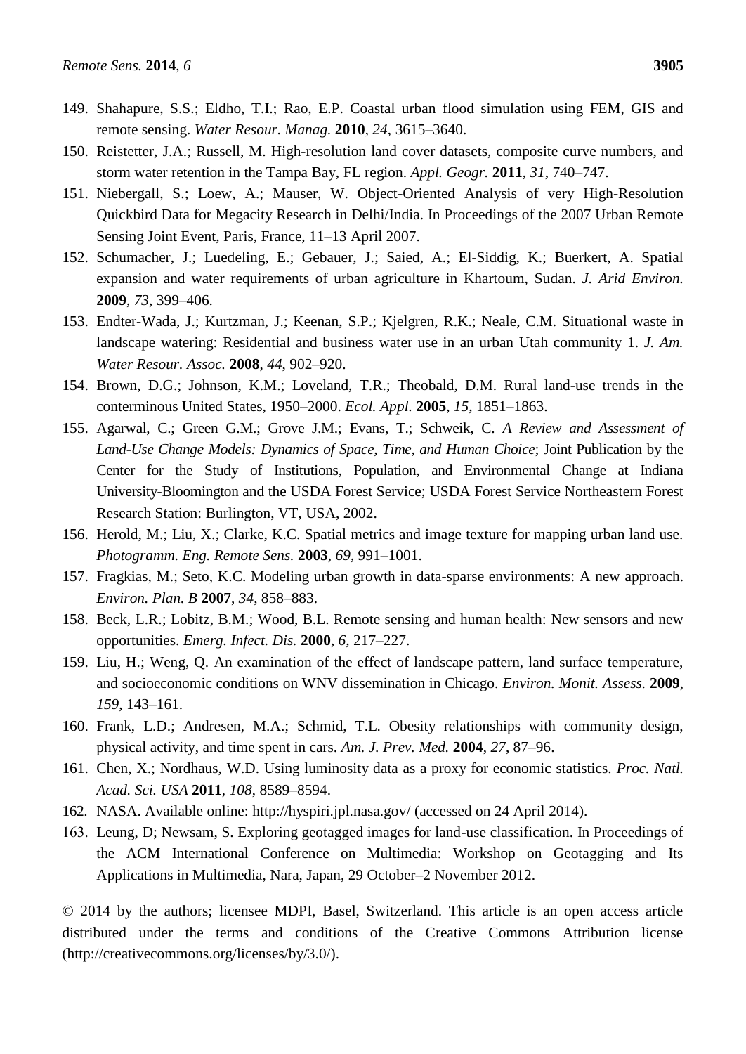149. Shahapure, S.S.; Eldho, T.I.; Rao, E.P. Coastal urban flood simulation using FEM, GIS and remote sensing. *Water Resour. Manag.* **2010**, *24*, 3615–3640.
150. Reistetter, J.A.; Russell, M. High-resolution land cover datasets, composite curve numbers, and storm water retention in the Tampa Bay, FL region. *Appl. Geogr.* **2011**, *31*, 740–747.
151. Niebergall, S.; Loew, A.; Mauser, W. Object-Oriented Analysis of very High-Resolution Quickbird Data for Megacity Research in Delhi/India. In Proceedings of the 2007 Urban Remote Sensing Joint Event, Paris, France, 11–13 April 2007.
152. Schumacher, J.; Luedeling, E.; Gebauer, J.; Saied, A.; El-Siddig, K.; Buerkert, A. Spatial expansion and water requirements of urban agriculture in Khartoum, Sudan. *J. Arid Environ.* **2009**, *73*, 399–406.
153. Endter-Wada, J.; Kurtzman, J.; Keenan, S.P.; Kjelgren, R.K.; Neale, C.M. Situational waste in landscape watering: Residential and business water use in an urban Utah community 1. *J. Am. Water Resour. Assoc.* **2008**, *44*, 902–920.
154. Brown, D.G.; Johnson, K.M.; Loveland, T.R.; Theobald, D.M. Rural land-use trends in the conterminous United States, 1950–2000. *Ecol. Appl.* **2005**, *15*, 1851–1863.
155. Agarwal, C.; Green G.M.; Grove J.M.; Evans, T.; Schweik, C. *A Review and Assessment of Land-Use Change Models: Dynamics of Space, Time, and Human Choice*; Joint Publication by the Center for the Study of Institutions, Population, and Environmental Change at Indiana University-Bloomington and the USDA Forest Service; USDA Forest Service Northeastern Forest Research Station: Burlington, VT, USA, 2002.
156. Herold, M.; Liu, X.; Clarke, K.C. Spatial metrics and image texture for mapping urban land use. *Photogramm. Eng. Remote Sens.* **2003**, *69*, 991–1001.
157. Fragkias, M.; Seto, K.C. Modeling urban growth in data-sparse environments: A new approach. *Environ. Plan. B* **2007**, *34*, 858–883.
158. Beck, L.R.; Lobitz, B.M.; Wood, B.L. Remote sensing and human health: New sensors and new opportunities. *Emerg. Infect. Dis.* **2000**, *6*, 217–227.
159. Liu, H.; Weng, Q. An examination of the effect of landscape pattern, land surface temperature, and socioeconomic conditions on WNV dissemination in Chicago. *Environ. Monit. Assess.* **2009**, *159*, 143–161.
160. Frank, L.D.; Andresen, M.A.; Schmid, T.L. Obesity relationships with community design, physical activity, and time spent in cars. *Am. J. Prev. Med.* **2004**, *27*, 87–96.
161. Chen, X.; Nordhaus, W.D. Using luminosity data as a proxy for economic statistics. *Proc. Natl. Acad. Sci. USA* **2011**, *108*, 8589–8594.
162. NASA. Available online: http://hyspiri.jpl.nasa.gov/ (accessed on 24 April 2014).
163. Leung, D; Newsam, S. Exploring geotagged images for land-use classification. In Proceedings of the ACM International Conference on Multimedia: Workshop on Geotagging and Its Applications in Multimedia, Nara, Japan, 29 October–2 November 2012.

© 2014 by the authors; licensee MDPI, Basel, Switzerland. This article is an open access article distributed under the terms and conditions of the Creative Commons Attribution license (http://creativecommons.org/licenses/by/3.0/).